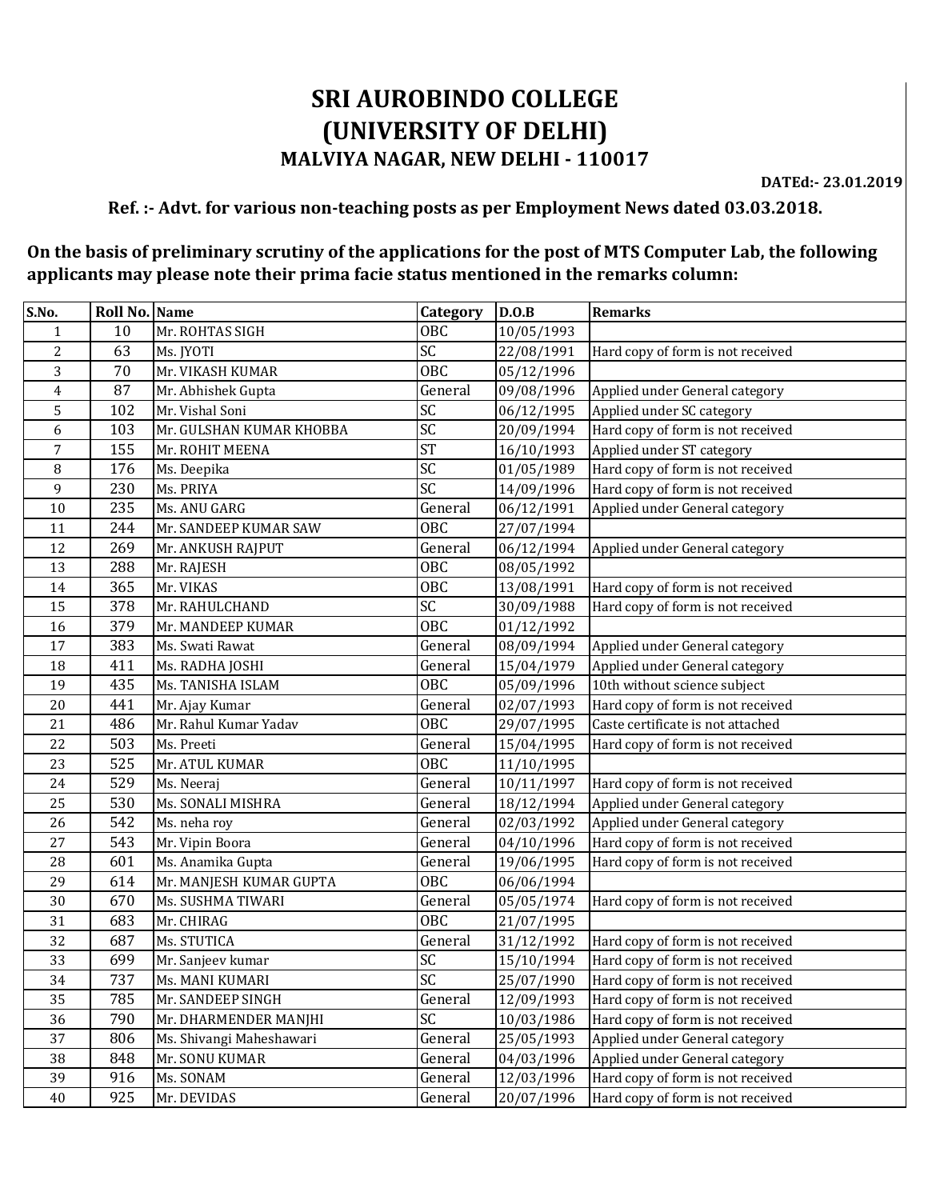# SRI AUROBINDO COLLEGE
# (UNIVERSITY OF DELHI)
## MALVIYA NAGAR, NEW DELHI - 110017

**DATEd:- 23.01.2019**

**Ref. :- Advt. for various non-teaching posts as per Employment News dated 03.03.2018.**

**On the basis of preliminary scrutiny of the applications for the post of MTS Computer Lab, the following applicants may please note their prima facie status mentioned in the remarks column:**

| S.No. | Roll No. | Name | Category | D.O.B | Remarks |
|---|---|---|---|---|---|
| 1 | 10 | Mr. ROHTAS SIGH | OBC | 10/05/1993 | |
| 2 | 63 | Ms. JYOTI | SC | 22/08/1991 | Hard copy of form is not received |
| 3 | 70 | Mr. VIKASH KUMAR | OBC | 05/12/1996 | |
| 4 | 87 | Mr. Abhishek Gupta | General | 09/08/1996 | Applied under General category |
| 5 | 102 | Mr. Vishal Soni | SC | 06/12/1995 | Applied under SC category |
| 6 | 103 | Mr. GULSHAN KUMAR KHOBBA | SC | 20/09/1994 | Hard copy of form is not received |
| 7 | 155 | Mr. ROHIT MEENA | ST | 16/10/1993 | Applied under ST category |
| 8 | 176 | Ms. Deepika | SC | 01/05/1989 | Hard copy of form is not received |
| 9 | 230 | Ms. PRIYA | SC | 14/09/1996 | Hard copy of form is not received |
| 10 | 235 | Ms. ANU GARG | General | 06/12/1991 | Applied under General category |
| 11 | 244 | Mr. SANDEEP KUMAR SAW | OBC | 27/07/1994 | |
| 12 | 269 | Mr. ANKUSH RAJPUT | General | 06/12/1994 | Applied under General category |
| 13 | 288 | Mr. RAJESH | OBC | 08/05/1992 | |
| 14 | 365 | Mr. VIKAS | OBC | 13/08/1991 | Hard copy of form is not received |
| 15 | 378 | Mr. RAHULCHAND | SC | 30/09/1988 | Hard copy of form is not received |
| 16 | 379 | Mr. MANDEEP KUMAR | OBC | 01/12/1992 | |
| 17 | 383 | Ms. Swati Rawat | General | 08/09/1994 | Applied under General category |
| 18 | 411 | Ms. RADHA JOSHI | General | 15/04/1979 | Applied under General category |
| 19 | 435 | Ms. TANISHA ISLAM | OBC | 05/09/1996 | 10th without science subject |
| 20 | 441 | Mr. Ajay Kumar | General | 02/07/1993 | Hard copy of form is not received |
| 21 | 486 | Mr. Rahul Kumar Yadav | OBC | 29/07/1995 | Caste certificate is not attached |
| 22 | 503 | Ms. Preeti | General | 15/04/1995 | Hard copy of form is not received |
| 23 | 525 | Mr. ATUL KUMAR | OBC | 11/10/1995 | |
| 24 | 529 | Ms. Neeraj | General | 10/11/1997 | Hard copy of form is not received |
| 25 | 530 | Ms. SONALI MISHRA | General | 18/12/1994 | Applied under General category |
| 26 | 542 | Ms. neha roy | General | 02/03/1992 | Applied under General category |
| 27 | 543 | Mr. Vipin Boora | General | 04/10/1996 | Hard copy of form is not received |
| 28 | 601 | Ms. Anamika Gupta | General | 19/06/1995 | Hard copy of form is not received |
| 29 | 614 | Mr. MANJESH KUMAR GUPTA | OBC | 06/06/1994 | |
| 30 | 670 | Ms. SUSHMA TIWARI | General | 05/05/1974 | Hard copy of form is not received |
| 31 | 683 | Mr. CHIRAG | OBC | 21/07/1995 | |
| 32 | 687 | Ms. STUTICA | General | 31/12/1992 | Hard copy of form is not received |
| 33 | 699 | Mr. Sanjeev kumar | SC | 15/10/1994 | Hard copy of form is not received |
| 34 | 737 | Ms. MANI KUMARI | SC | 25/07/1990 | Hard copy of form is not received |
| 35 | 785 | Mr. SANDEEP SINGH | General | 12/09/1993 | Hard copy of form is not received |
| 36 | 790 | Mr. DHARMENDER MANJHI | SC | 10/03/1986 | Hard copy of form is not received |
| 37 | 806 | Ms. Shivangi Maheshawari | General | 25/05/1993 | Applied under General category |
| 38 | 848 | Mr. SONU KUMAR | General | 04/03/1996 | Applied under General category |
| 39 | 916 | Ms. SONAM | General | 12/03/1996 | Hard copy of form is not received |
| 40 | 925 | Mr. DEVIDAS | General | 20/07/1996 | Hard copy of form is not received |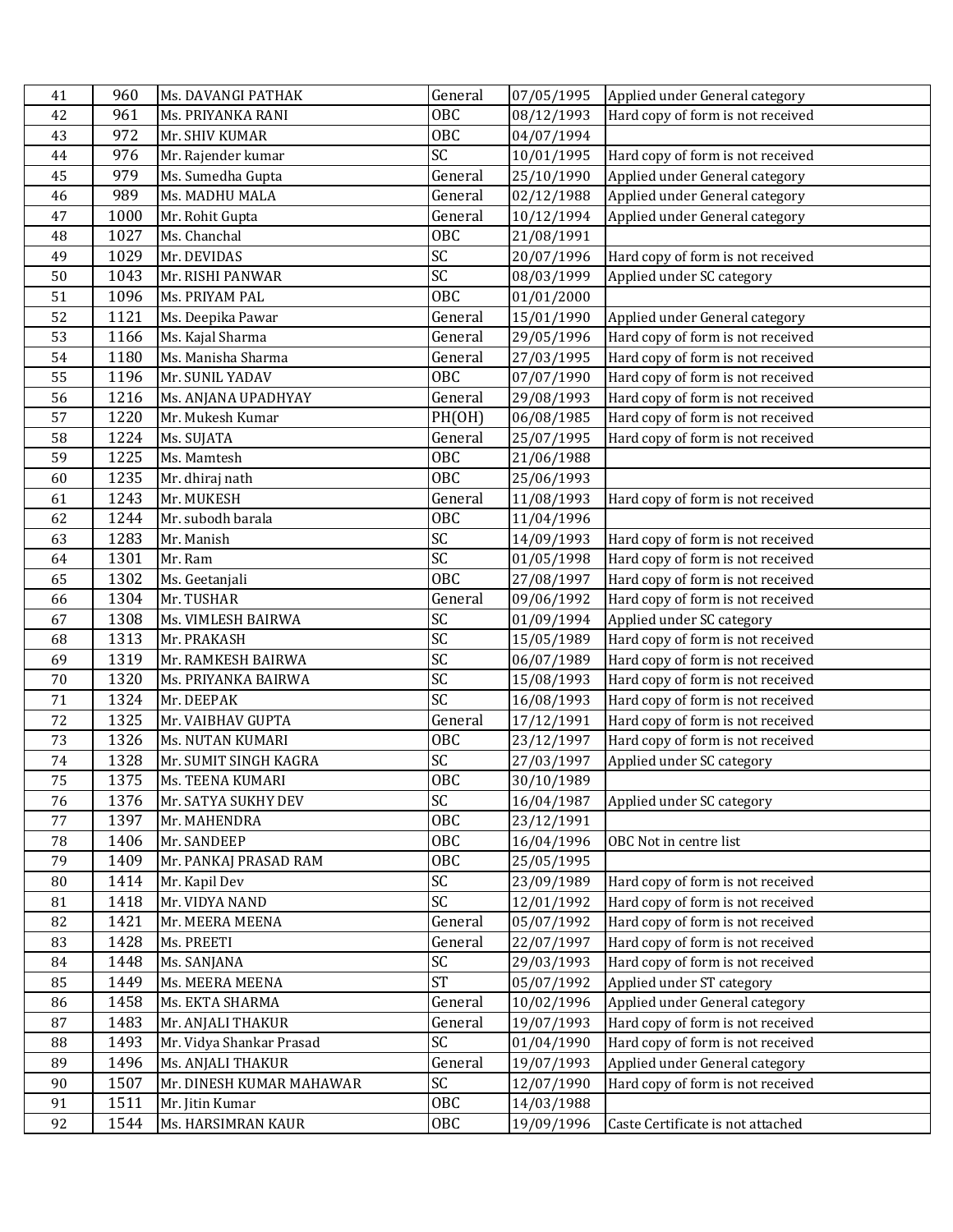| | | | | | |
|---|---|---|---|---|---|
| 41 | 960 | Ms. DAVANGI PATHAK | General | 07/05/1995 | Applied under General category |
| 42 | 961 | Ms. PRIYANKA RANI | OBC | 08/12/1993 | Hard copy of form is not received |
| 43 | 972 | Mr. SHIV KUMAR | OBC | 04/07/1994 | |
| 44 | 976 | Mr. Rajender kumar | SC | 10/01/1995 | Hard copy of form is not received |
| 45 | 979 | Ms. Sumedha Gupta | General | 25/10/1990 | Applied under General category |
| 46 | 989 | Ms. MADHU MALA | General | 02/12/1988 | Applied under General category |
| 47 | 1000 | Mr. Rohit Gupta | General | 10/12/1994 | Applied under General category |
| 48 | 1027 | Ms. Chanchal | OBC | 21/08/1991 | |
| 49 | 1029 | Mr. DEVIDAS | SC | 20/07/1996 | Hard copy of form is not received |
| 50 | 1043 | Mr. RISHI PANWAR | SC | 08/03/1999 | Applied under SC category |
| 51 | 1096 | Ms. PRIYAM PAL | OBC | 01/01/2000 | |
| 52 | 1121 | Ms. Deepika Pawar | General | 15/01/1990 | Applied under General category |
| 53 | 1166 | Ms. Kajal Sharma | General | 29/05/1996 | Hard copy of form is not received |
| 54 | 1180 | Ms. Manisha Sharma | General | 27/03/1995 | Hard copy of form is not received |
| 55 | 1196 | Mr. SUNIL YADAV | OBC | 07/07/1990 | Hard copy of form is not received |
| 56 | 1216 | Ms. ANJANA UPADHYAY | General | 29/08/1993 | Hard copy of form is not received |
| 57 | 1220 | Mr. Mukesh Kumar | PH(OH) | 06/08/1985 | Hard copy of form is not received |
| 58 | 1224 | Ms. SUJATA | General | 25/07/1995 | Hard copy of form is not received |
| 59 | 1225 | Ms. Mamtesh | OBC | 21/06/1988 | |
| 60 | 1235 | Mr. dhiraj nath | OBC | 25/06/1993 | |
| 61 | 1243 | Mr. MUKESH | General | 11/08/1993 | Hard copy of form is not received |
| 62 | 1244 | Mr. subodh barala | OBC | 11/04/1996 | |
| 63 | 1283 | Mr. Manish | SC | 14/09/1993 | Hard copy of form is not received |
| 64 | 1301 | Mr. Ram | SC | 01/05/1998 | Hard copy of form is not received |
| 65 | 1302 | Ms. Geetanjali | OBC | 27/08/1997 | Hard copy of form is not received |
| 66 | 1304 | Mr. TUSHAR | General | 09/06/1992 | Hard copy of form is not received |
| 67 | 1308 | Ms. VIMLESH BAIRWA | SC | 01/09/1994 | Applied under SC category |
| 68 | 1313 | Mr. PRAKASH | SC | 15/05/1989 | Hard copy of form is not received |
| 69 | 1319 | Mr. RAMKESH BAIRWA | SC | 06/07/1989 | Hard copy of form is not received |
| 70 | 1320 | Ms. PRIYANKA BAIRWA | SC | 15/08/1993 | Hard copy of form is not received |
| 71 | 1324 | Mr. DEEPAK | SC | 16/08/1993 | Hard copy of form is not received |
| 72 | 1325 | Mr. VAIBHAV GUPTA | General | 17/12/1991 | Hard copy of form is not received |
| 73 | 1326 | Ms. NUTAN KUMARI | OBC | 23/12/1997 | Hard copy of form is not received |
| 74 | 1328 | Mr. SUMIT SINGH KAGRA | SC | 27/03/1997 | Applied under SC category |
| 75 | 1375 | Ms. TEENA KUMARI | OBC | 30/10/1989 | |
| 76 | 1376 | Mr. SATYA SUKHY DEV | SC | 16/04/1987 | Applied under SC category |
| 77 | 1397 | Mr. MAHENDRA | OBC | 23/12/1991 | |
| 78 | 1406 | Mr. SANDEEP | OBC | 16/04/1996 | OBC Not in centre list |
| 79 | 1409 | Mr. PANKAJ PRASAD RAM | OBC | 25/05/1995 | |
| 80 | 1414 | Mr. Kapil Dev | SC | 23/09/1989 | Hard copy of form is not received |
| 81 | 1418 | Mr. VIDYA NAND | SC | 12/01/1992 | Hard copy of form is not received |
| 82 | 1421 | Mr. MEERA MEENA | General | 05/07/1992 | Hard copy of form is not received |
| 83 | 1428 | Ms. PREETI | General | 22/07/1997 | Hard copy of form is not received |
| 84 | 1448 | Ms. SANJANA | SC | 29/03/1993 | Hard copy of form is not received |
| 85 | 1449 | Ms. MEERA MEENA | ST | 05/07/1992 | Applied under ST category |
| 86 | 1458 | Ms. EKTA SHARMA | General | 10/02/1996 | Applied under General category |
| 87 | 1483 | Mr. ANJALI THAKUR | General | 19/07/1993 | Hard copy of form is not received |
| 88 | 1493 | Mr. Vidya Shankar Prasad | SC | 01/04/1990 | Hard copy of form is not received |
| 89 | 1496 | Ms. ANJALI THAKUR | General | 19/07/1993 | Applied under General category |
| 90 | 1507 | Mr. DINESH KUMAR MAHAWAR | SC | 12/07/1990 | Hard copy of form is not received |
| 91 | 1511 | Mr. Jitin Kumar | OBC | 14/03/1988 | |
| 92 | 1544 | Ms. HARSIMRAN KAUR | OBC | 19/09/1996 | Caste Certificate is not attached |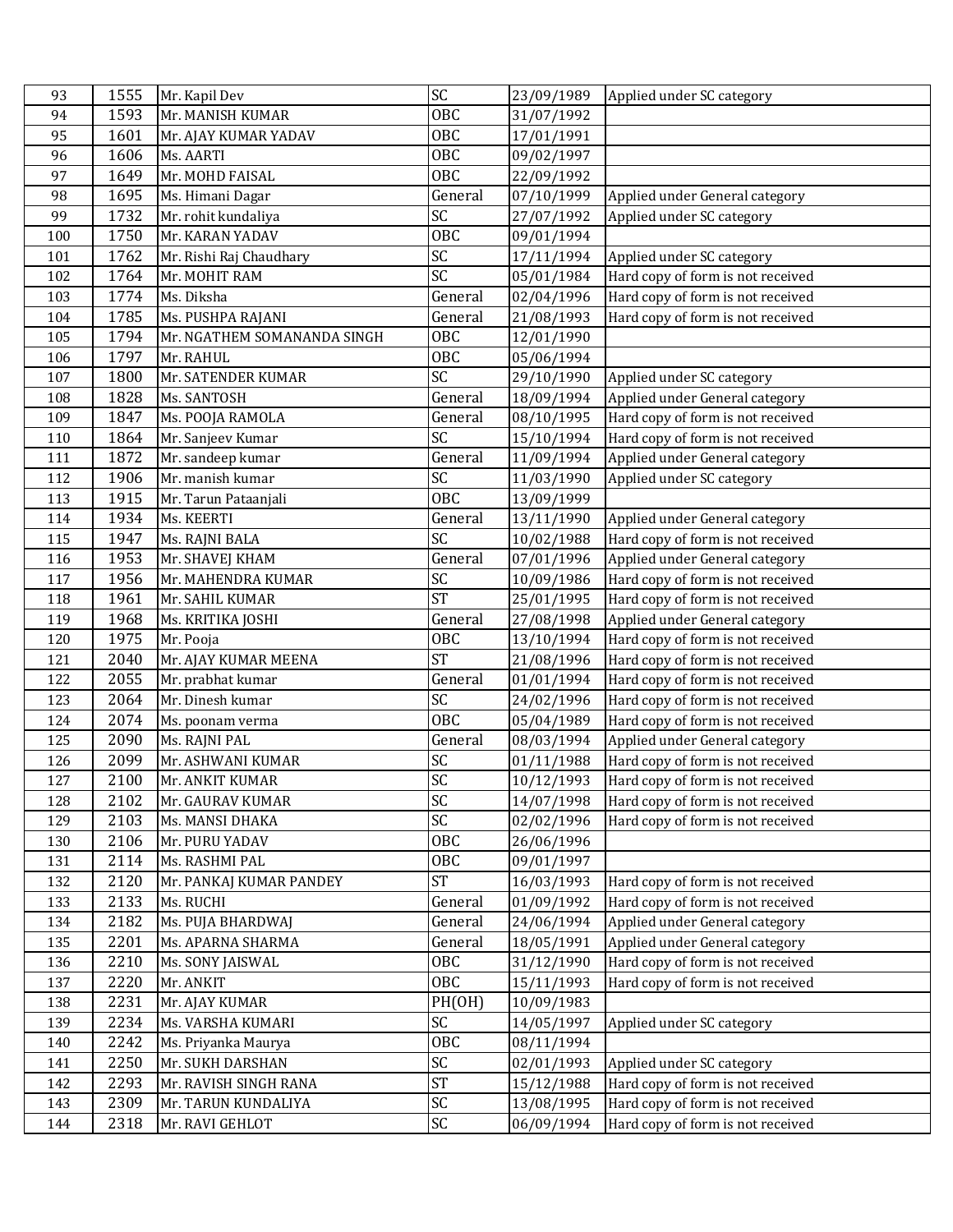| 93 | 1555 | Mr. Kapil Dev | SC | 23/09/1989 | Applied under SC category |
|---|---|---|---|---|---|
| 94 | 1593 | Mr. MANISH KUMAR | OBC | 31/07/1992 | |
| 95 | 1601 | Mr. AJAY KUMAR YADAV | OBC | 17/01/1991 | |
| 96 | 1606 | Ms. AARTI | OBC | 09/02/1997 | |
| 97 | 1649 | Mr. MOHD FAISAL | OBC | 22/09/1992 | |
| 98 | 1695 | Ms. Himani Dagar | General | 07/10/1999 | Applied under General category |
| 99 | 1732 | Mr. rohit kundaliya | SC | 27/07/1992 | Applied under SC category |
| 100 | 1750 | Mr. KARAN YADAV | OBC | 09/01/1994 | |
| 101 | 1762 | Mr. Rishi Raj Chaudhary | SC | 17/11/1994 | Applied under SC category |
| 102 | 1764 | Mr. MOHIT RAM | SC | 05/01/1984 | Hard copy of form is not received |
| 103 | 1774 | Ms. Diksha | General | 02/04/1996 | Hard copy of form is not received |
| 104 | 1785 | Ms. PUSHPA RAJANI | General | 21/08/1993 | Hard copy of form is not received |
| 105 | 1794 | Mr. NGATHEM SOMANANDA SINGH | OBC | 12/01/1990 | |
| 106 | 1797 | Mr. RAHUL | OBC | 05/06/1994 | |
| 107 | 1800 | Mr. SATENDER KUMAR | SC | 29/10/1990 | Applied under SC category |
| 108 | 1828 | Ms. SANTOSH | General | 18/09/1994 | Applied under General category |
| 109 | 1847 | Ms. POOJA RAMOLA | General | 08/10/1995 | Hard copy of form is not received |
| 110 | 1864 | Mr. Sanjeev Kumar | SC | 15/10/1994 | Hard copy of form is not received |
| 111 | 1872 | Mr. sandeep kumar | General | 11/09/1994 | Applied under General category |
| 112 | 1906 | Mr. manish kumar | SC | 11/03/1990 | Applied under SC category |
| 113 | 1915 | Mr. Tarun Pataanjali | OBC | 13/09/1999 | |
| 114 | 1934 | Ms. KEERTI | General | 13/11/1990 | Applied under General category |
| 115 | 1947 | Ms. RAJNI BALA | SC | 10/02/1988 | Hard copy of form is not received |
| 116 | 1953 | Mr. SHAVEJ KHAM | General | 07/01/1996 | Applied under General category |
| 117 | 1956 | Mr. MAHENDRA KUMAR | SC | 10/09/1986 | Hard copy of form is not received |
| 118 | 1961 | Mr. SAHIL KUMAR | ST | 25/01/1995 | Hard copy of form is not received |
| 119 | 1968 | Ms. KRITIKA JOSHI | General | 27/08/1998 | Applied under General category |
| 120 | 1975 | Mr. Pooja | OBC | 13/10/1994 | Hard copy of form is not received |
| 121 | 2040 | Mr. AJAY KUMAR MEENA | ST | 21/08/1996 | Hard copy of form is not received |
| 122 | 2055 | Mr. prabhat kumar | General | 01/01/1994 | Hard copy of form is not received |
| 123 | 2064 | Mr. Dinesh kumar | SC | 24/02/1996 | Hard copy of form is not received |
| 124 | 2074 | Ms. poonam verma | OBC | 05/04/1989 | Hard copy of form is not received |
| 125 | 2090 | Ms. RAJNI PAL | General | 08/03/1994 | Applied under General category |
| 126 | 2099 | Mr. ASHWANI KUMAR | SC | 01/11/1988 | Hard copy of form is not received |
| 127 | 2100 | Mr. ANKIT KUMAR | SC | 10/12/1993 | Hard copy of form is not received |
| 128 | 2102 | Mr. GAURAV KUMAR | SC | 14/07/1998 | Hard copy of form is not received |
| 129 | 2103 | Ms. MANSI DHAKA | SC | 02/02/1996 | Hard copy of form is not received |
| 130 | 2106 | Mr. PURU YADAV | OBC | 26/06/1996 | |
| 131 | 2114 | Ms. RASHMI PAL | OBC | 09/01/1997 | |
| 132 | 2120 | Mr. PANKAJ KUMAR PANDEY | ST | 16/03/1993 | Hard copy of form is not received |
| 133 | 2133 | Ms. RUCHI | General | 01/09/1992 | Hard copy of form is not received |
| 134 | 2182 | Ms. PUJA BHARDWAJ | General | 24/06/1994 | Applied under General category |
| 135 | 2201 | Ms. APARNA SHARMA | General | 18/05/1991 | Applied under General category |
| 136 | 2210 | Ms. SONY JAISWAL | OBC | 31/12/1990 | Hard copy of form is not received |
| 137 | 2220 | Mr. ANKIT | OBC | 15/11/1993 | Hard copy of form is not received |
| 138 | 2231 | Mr. AJAY KUMAR | PH(OH) | 10/09/1983 | |
| 139 | 2234 | Ms. VARSHA KUMARI | SC | 14/05/1997 | Applied under SC category |
| 140 | 2242 | Ms. Priyanka Maurya | OBC | 08/11/1994 | |
| 141 | 2250 | Mr. SUKH DARSHAN | SC | 02/01/1993 | Applied under SC category |
| 142 | 2293 | Mr. RAVISH SINGH RANA | ST | 15/12/1988 | Hard copy of form is not received |
| 143 | 2309 | Mr. TARUN KUNDALIYA | SC | 13/08/1995 | Hard copy of form is not received |
| 144 | 2318 | Mr. RAVI GEHLOT | SC | 06/09/1994 | Hard copy of form is not received |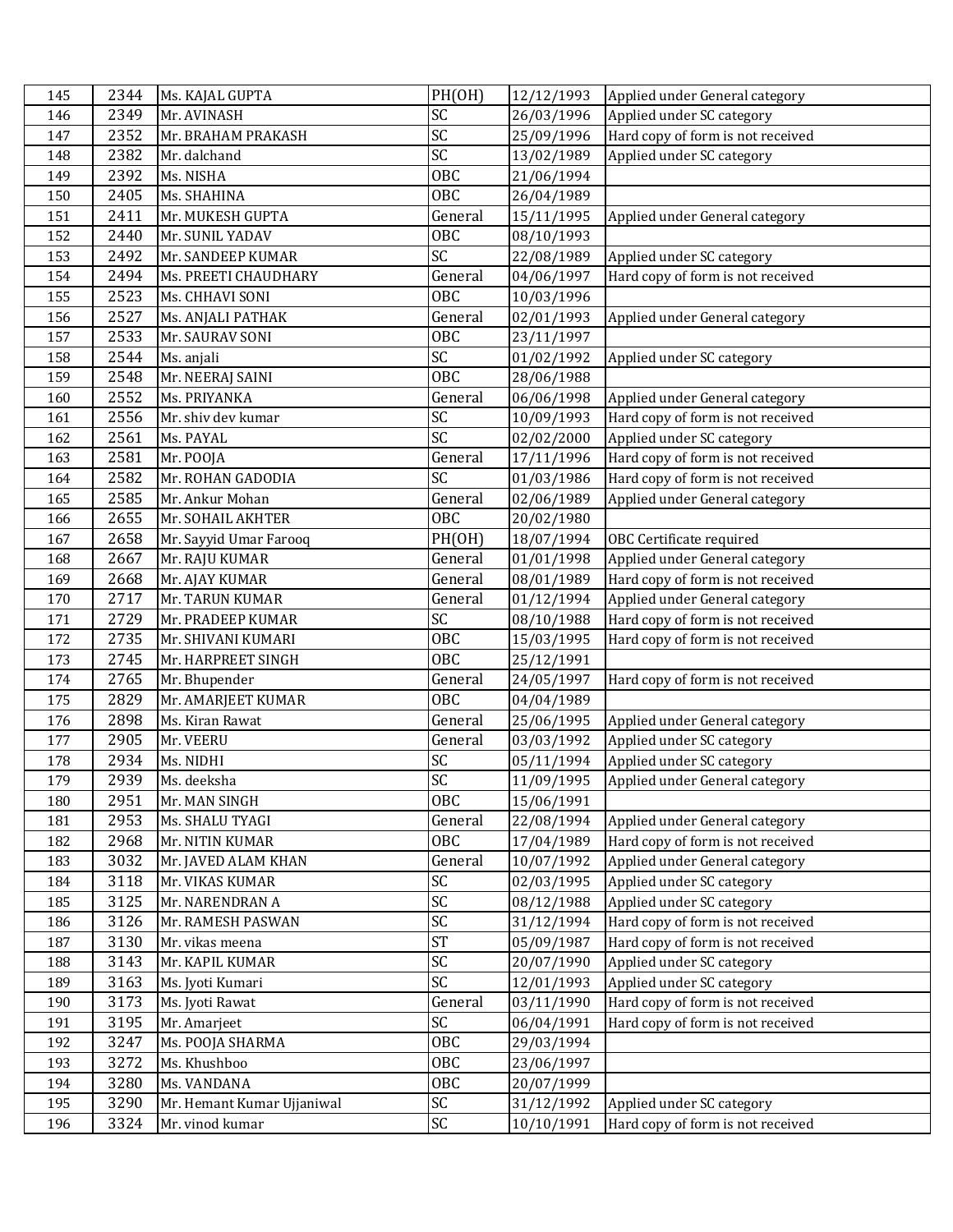| 145 | 2344 | Ms. KAJAL GUPTA | PH(OH) | 12/12/1993 | Applied under General category |
|---|---|---|---|---|---|
| 146 | 2349 | Mr. AVINASH | SC | 26/03/1996 | Applied under SC category |
| 147 | 2352 | Mr. BRAHAM PRAKASH | SC | 25/09/1996 | Hard copy of form is not received |
| 148 | 2382 | Mr. dalchand | SC | 13/02/1989 | Applied under SC category |
| 149 | 2392 | Ms. NISHA | OBC | 21/06/1994 | |
| 150 | 2405 | Ms. SHAHINA | OBC | 26/04/1989 | |
| 151 | 2411 | Mr. MUKESH GUPTA | General | 15/11/1995 | Applied under General category |
| 152 | 2440 | Mr. SUNIL YADAV | OBC | 08/10/1993 | |
| 153 | 2492 | Mr. SANDEEP KUMAR | SC | 22/08/1989 | Applied under SC category |
| 154 | 2494 | Ms. PREETI CHAUDHARY | General | 04/06/1997 | Hard copy of form is not received |
| 155 | 2523 | Ms. CHHAVI SONI | OBC | 10/03/1996 | |
| 156 | 2527 | Ms. ANJALI PATHAK | General | 02/01/1993 | Applied under General category |
| 157 | 2533 | Mr. SAURAV SONI | OBC | 23/11/1997 | |
| 158 | 2544 | Ms. anjali | SC | 01/02/1992 | Applied under SC category |
| 159 | 2548 | Mr. NEERAJ SAINI | OBC | 28/06/1988 | |
| 160 | 2552 | Ms. PRIYANKA | General | 06/06/1998 | Applied under General category |
| 161 | 2556 | Mr. shiv dev kumar | SC | 10/09/1993 | Hard copy of form is not received |
| 162 | 2561 | Ms. PAYAL | SC | 02/02/2000 | Applied under SC category |
| 163 | 2581 | Mr. POOJA | General | 17/11/1996 | Hard copy of form is not received |
| 164 | 2582 | Mr. ROHAN GADODIA | SC | 01/03/1986 | Hard copy of form is not received |
| 165 | 2585 | Mr. Ankur Mohan | General | 02/06/1989 | Applied under General category |
| 166 | 2655 | Mr. SOHAIL AKHTER | OBC | 20/02/1980 | |
| 167 | 2658 | Mr. Sayyid Umar Farooq | PH(OH) | 18/07/1994 | OBC Certificate required |
| 168 | 2667 | Mr. RAJU KUMAR | General | 01/01/1998 | Applied under General category |
| 169 | 2668 | Mr. AJAY KUMAR | General | 08/01/1989 | Hard copy of form is not received |
| 170 | 2717 | Mr. TARUN KUMAR | General | 01/12/1994 | Applied under General category |
| 171 | 2729 | Mr. PRADEEP KUMAR | SC | 08/10/1988 | Hard copy of form is not received |
| 172 | 2735 | Mr. SHIVANI KUMARI | OBC | 15/03/1995 | Hard copy of form is not received |
| 173 | 2745 | Mr. HARPREET SINGH | OBC | 25/12/1991 | |
| 174 | 2765 | Mr. Bhupender | General | 24/05/1997 | Hard copy of form is not received |
| 175 | 2829 | Mr. AMARJEET KUMAR | OBC | 04/04/1989 | |
| 176 | 2898 | Ms. Kiran Rawat | General | 25/06/1995 | Applied under General category |
| 177 | 2905 | Mr. VEERU | General | 03/03/1992 | Applied under SC category |
| 178 | 2934 | Ms. NIDHI | SC | 05/11/1994 | Applied under SC category |
| 179 | 2939 | Ms. deeksha | SC | 11/09/1995 | Applied under General category |
| 180 | 2951 | Mr. MAN SINGH | OBC | 15/06/1991 | |
| 181 | 2953 | Ms. SHALU TYAGI | General | 22/08/1994 | Applied under General category |
| 182 | 2968 | Mr. NITIN KUMAR | OBC | 17/04/1989 | Hard copy of form is not received |
| 183 | 3032 | Mr. JAVED ALAM KHAN | General | 10/07/1992 | Applied under General category |
| 184 | 3118 | Mr. VIKAS KUMAR | SC | 02/03/1995 | Applied under SC category |
| 185 | 3125 | Mr. NARENDRAN A | SC | 08/12/1988 | Applied under SC category |
| 186 | 3126 | Mr. RAMESH PASWAN | SC | 31/12/1994 | Hard copy of form is not received |
| 187 | 3130 | Mr. vikas meena | ST | 05/09/1987 | Hard copy of form is not received |
| 188 | 3143 | Mr. KAPIL KUMAR | SC | 20/07/1990 | Applied under SC category |
| 189 | 3163 | Ms. Jyoti Kumari | SC | 12/01/1993 | Applied under SC category |
| 190 | 3173 | Ms. Jyoti Rawat | General | 03/11/1990 | Hard copy of form is not received |
| 191 | 3195 | Mr. Amarjeet | SC | 06/04/1991 | Hard copy of form is not received |
| 192 | 3247 | Ms. POOJA SHARMA | OBC | 29/03/1994 | |
| 193 | 3272 | Ms. Khushboo | OBC | 23/06/1997 | |
| 194 | 3280 | Ms. VANDANA | OBC | 20/07/1999 | |
| 195 | 3290 | Mr. Hemant Kumar Ujjaniwal | SC | 31/12/1992 | Applied under SC category |
| 196 | 3324 | Mr. vinod kumar | SC | 10/10/1991 | Hard copy of form is not received |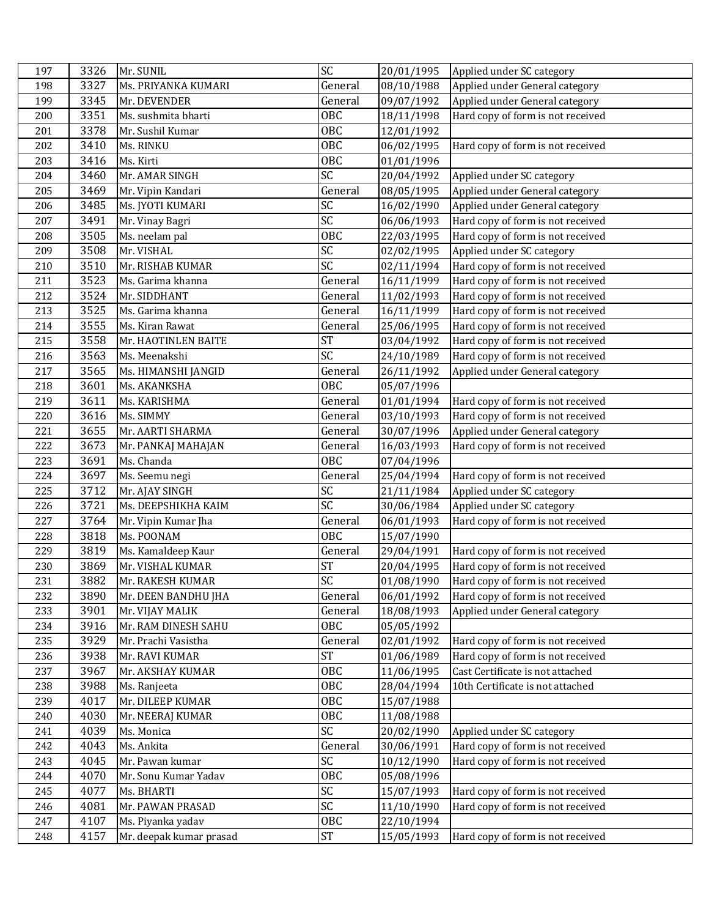| 197 | 3326 | Mr. SUNIL | SC | 20/01/1995 | Applied under SC category |
|---|---|---|---|---|---|
| 198 | 3327 | Ms. PRIYANKA KUMARI | General | 08/10/1988 | Applied under General category |
| 199 | 3345 | Mr. DEVENDER | General | 09/07/1992 | Applied under General category |
| 200 | 3351 | Ms. sushmita bharti | OBC | 18/11/1998 | Hard copy of form is not received |
| 201 | 3378 | Mr. Sushil Kumar | OBC | 12/01/1992 | |
| 202 | 3410 | Ms. RINKU | OBC | 06/02/1995 | Hard copy of form is not received |
| 203 | 3416 | Ms. Kirti | OBC | 01/01/1996 | |
| 204 | 3460 | Mr. AMAR SINGH | SC | 20/04/1992 | Applied under SC category |
| 205 | 3469 | Mr. Vipin Kandari | General | 08/05/1995 | Applied under General category |
| 206 | 3485 | Ms. JYOTI KUMARI | SC | 16/02/1990 | Applied under General category |
| 207 | 3491 | Mr. Vinay Bagri | SC | 06/06/1993 | Hard copy of form is not received |
| 208 | 3505 | Ms. neelam pal | OBC | 22/03/1995 | Hard copy of form is not received |
| 209 | 3508 | Mr. VISHAL | SC | 02/02/1995 | Applied under SC category |
| 210 | 3510 | Mr. RISHAB KUMAR | SC | 02/11/1994 | Hard copy of form is not received |
| 211 | 3523 | Ms. Garima khanna | General | 16/11/1999 | Hard copy of form is not received |
| 212 | 3524 | Mr. SIDDHANT | General | 11/02/1993 | Hard copy of form is not received |
| 213 | 3525 | Ms. Garima khanna | General | 16/11/1999 | Hard copy of form is not received |
| 214 | 3555 | Ms. Kiran Rawat | General | 25/06/1995 | Hard copy of form is not received |
| 215 | 3558 | Mr. HAOTINLEN BAITE | ST | 03/04/1992 | Hard copy of form is not received |
| 216 | 3563 | Ms. Meenakshi | SC | 24/10/1989 | Hard copy of form is not received |
| 217 | 3565 | Ms. HIMANSHI JANGID | General | 26/11/1992 | Applied under General category |
| 218 | 3601 | Ms. AKANKSHA | OBC | 05/07/1996 | |
| 219 | 3611 | Ms. KARISHMA | General | 01/01/1994 | Hard copy of form is not received |
| 220 | 3616 | Ms. SIMMY | General | 03/10/1993 | Hard copy of form is not received |
| 221 | 3655 | Mr. AARTI SHARMA | General | 30/07/1996 | Applied under General category |
| 222 | 3673 | Mr. PANKAJ MAHAJAN | General | 16/03/1993 | Hard copy of form is not received |
| 223 | 3691 | Ms. Chanda | OBC | 07/04/1996 | |
| 224 | 3697 | Ms. Seemu negi | General | 25/04/1994 | Hard copy of form is not received |
| 225 | 3712 | Mr. AJAY SINGH | SC | 21/11/1984 | Applied under SC category |
| 226 | 3721 | Ms. DEEPSHIKHA KAIM | SC | 30/06/1984 | Applied under SC category |
| 227 | 3764 | Mr. Vipin Kumar Jha | General | 06/01/1993 | Hard copy of form is not received |
| 228 | 3818 | Ms. POONAM | OBC | 15/07/1990 | |
| 229 | 3819 | Ms. Kamaldeep Kaur | General | 29/04/1991 | Hard copy of form is not received |
| 230 | 3869 | Mr. VISHAL KUMAR | ST | 20/04/1995 | Hard copy of form is not received |
| 231 | 3882 | Mr. RAKESH KUMAR | SC | 01/08/1990 | Hard copy of form is not received |
| 232 | 3890 | Mr. DEEN BANDHU JHA | General | 06/01/1992 | Hard copy of form is not received |
| 233 | 3901 | Mr. VIJAY MALIK | General | 18/08/1993 | Applied under General category |
| 234 | 3916 | Mr. RAM DINESH SAHU | OBC | 05/05/1992 | |
| 235 | 3929 | Mr. Prachi Vasistha | General | 02/01/1992 | Hard copy of form is not received |
| 236 | 3938 | Mr. RAVI KUMAR | ST | 01/06/1989 | Hard copy of form is not received |
| 237 | 3967 | Mr. AKSHAY KUMAR | OBC | 11/06/1995 | Cast Certificate is not attached |
| 238 | 3988 | Ms. Ranjeeta | OBC | 28/04/1994 | 10th Certificate is not attached |
| 239 | 4017 | Mr. DILEEP KUMAR | OBC | 15/07/1988 | |
| 240 | 4030 | Mr. NEERAJ KUMAR | OBC | 11/08/1988 | |
| 241 | 4039 | Ms. Monica | SC | 20/02/1990 | Applied under SC category |
| 242 | 4043 | Ms. Ankita | General | 30/06/1991 | Hard copy of form is not received |
| 243 | 4045 | Mr. Pawan kumar | SC | 10/12/1990 | Hard copy of form is not received |
| 244 | 4070 | Mr. Sonu Kumar Yadav | OBC | 05/08/1996 | |
| 245 | 4077 | Ms. BHARTI | SC | 15/07/1993 | Hard copy of form is not received |
| 246 | 4081 | Mr. PAWAN PRASAD | SC | 11/10/1990 | Hard copy of form is not received |
| 247 | 4107 | Ms. Piyanka yadav | OBC | 22/10/1994 | |
| 248 | 4157 | Mr. deepak kumar prasad | ST | 15/05/1993 | Hard copy of form is not received |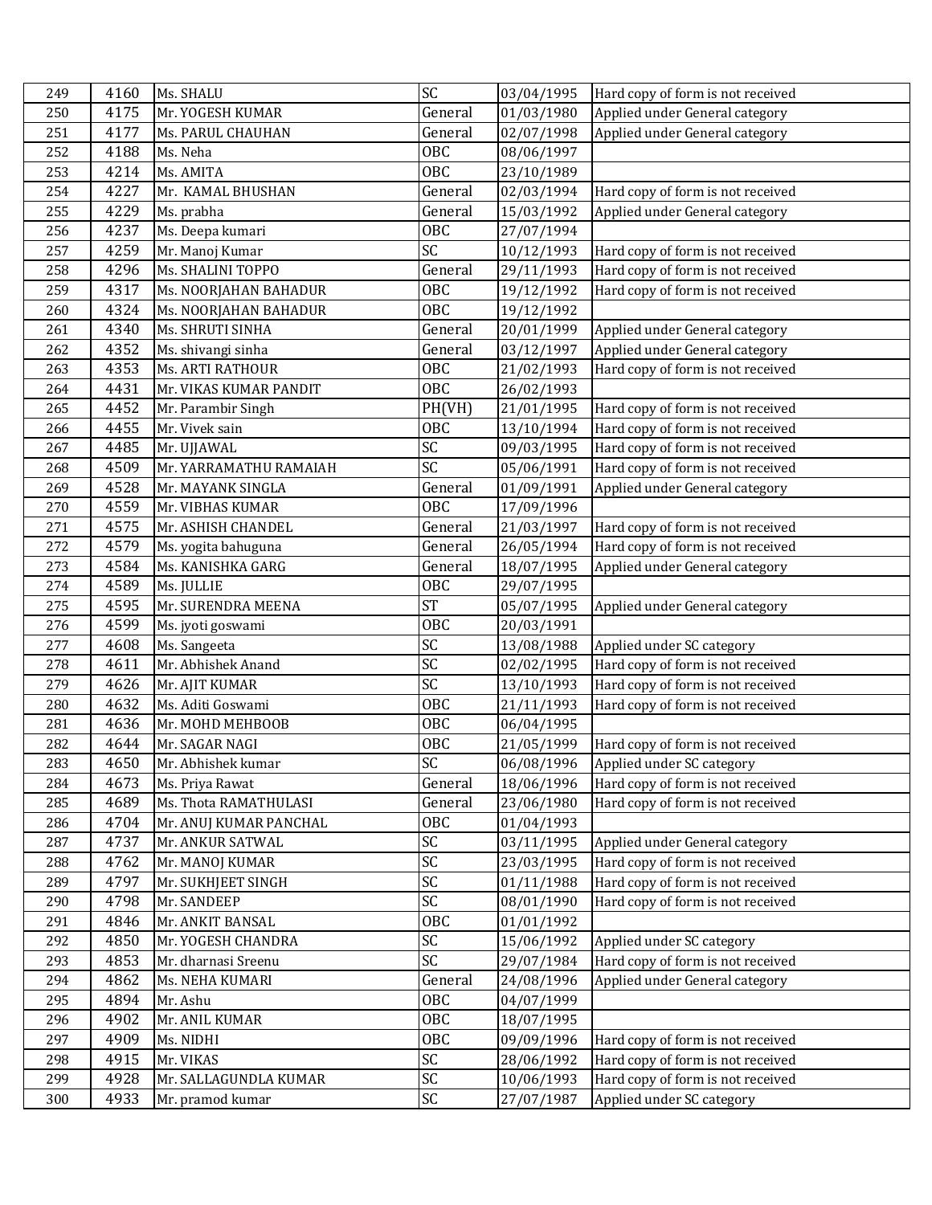| 249 | 4160 | Ms. SHALU | SC | 03/04/1995 | Hard copy of form is not received |
|---|---|---|---|---|---|
| 250 | 4175 | Mr. YOGESH KUMAR | General | 01/03/1980 | Applied under General category |
| 251 | 4177 | Ms. PARUL CHAUHAN | General | 02/07/1998 | Applied under General category |
| 252 | 4188 | Ms. Neha | OBC | 08/06/1997 | |
| 253 | 4214 | Ms. AMITA | OBC | 23/10/1989 | |
| 254 | 4227 | Mr. KAMAL BHUSHAN | General | 02/03/1994 | Hard copy of form is not received |
| 255 | 4229 | Ms. prabha | General | 15/03/1992 | Applied under General category |
| 256 | 4237 | Ms. Deepa kumari | OBC | 27/07/1994 | |
| 257 | 4259 | Mr. Manoj Kumar | SC | 10/12/1993 | Hard copy of form is not received |
| 258 | 4296 | Ms. SHALINI TOPPO | General | 29/11/1993 | Hard copy of form is not received |
| 259 | 4317 | Ms. NOORJAHAN BAHADUR | OBC | 19/12/1992 | Hard copy of form is not received |
| 260 | 4324 | Ms. NOORJAHAN BAHADUR | OBC | 19/12/1992 | |
| 261 | 4340 | Ms. SHRUTI SINHA | General | 20/01/1999 | Applied under General category |
| 262 | 4352 | Ms. shivangi sinha | General | 03/12/1997 | Applied under General category |
| 263 | 4353 | Ms. ARTI RATHOUR | OBC | 21/02/1993 | Hard copy of form is not received |
| 264 | 4431 | Mr. VIKAS KUMAR PANDIT | OBC | 26/02/1993 | |
| 265 | 4452 | Mr. Parambir Singh | PH(VH) | 21/01/1995 | Hard copy of form is not received |
| 266 | 4455 | Mr. Vivek sain | OBC | 13/10/1994 | Hard copy of form is not received |
| 267 | 4485 | Mr. UJJAWAL | SC | 09/03/1995 | Hard copy of form is not received |
| 268 | 4509 | Mr. YARRAMATHU RAMAIAH | SC | 05/06/1991 | Hard copy of form is not received |
| 269 | 4528 | Mr. MAYANK SINGLA | General | 01/09/1991 | Applied under General category |
| 270 | 4559 | Mr. VIBHAS KUMAR | OBC | 17/09/1996 | |
| 271 | 4575 | Mr. ASHISH CHANDEL | General | 21/03/1997 | Hard copy of form is not received |
| 272 | 4579 | Ms. yogita bahuguna | General | 26/05/1994 | Hard copy of form is not received |
| 273 | 4584 | Ms. KANISHKA GARG | General | 18/07/1995 | Applied under General category |
| 274 | 4589 | Ms. JULLIE | OBC | 29/07/1995 | |
| 275 | 4595 | Mr. SURENDRA MEENA | ST | 05/07/1995 | Applied under General category |
| 276 | 4599 | Ms. jyoti goswami | OBC | 20/03/1991 | |
| 277 | 4608 | Ms. Sangeeta | SC | 13/08/1988 | Applied under SC category |
| 278 | 4611 | Mr. Abhishek Anand | SC | 02/02/1995 | Hard copy of form is not received |
| 279 | 4626 | Mr. AJIT KUMAR | SC | 13/10/1993 | Hard copy of form is not received |
| 280 | 4632 | Ms. Aditi Goswami | OBC | 21/11/1993 | Hard copy of form is not received |
| 281 | 4636 | Mr. MOHD MEHBOOB | OBC | 06/04/1995 | |
| 282 | 4644 | Mr. SAGAR NAGI | OBC | 21/05/1999 | Hard copy of form is not received |
| 283 | 4650 | Mr. Abhishek kumar | SC | 06/08/1996 | Applied under SC category |
| 284 | 4673 | Ms. Priya Rawat | General | 18/06/1996 | Hard copy of form is not received |
| 285 | 4689 | Ms. Thota RAMATHULASI | General | 23/06/1980 | Hard copy of form is not received |
| 286 | 4704 | Mr. ANUJ KUMAR PANCHAL | OBC | 01/04/1993 | |
| 287 | 4737 | Mr. ANKUR SATWAL | SC | 03/11/1995 | Applied under General category |
| 288 | 4762 | Mr. MANOJ KUMAR | SC | 23/03/1995 | Hard copy of form is not received |
| 289 | 4797 | Mr. SUKHJEET SINGH | SC | 01/11/1988 | Hard copy of form is not received |
| 290 | 4798 | Mr. SANDEEP | SC | 08/01/1990 | Hard copy of form is not received |
| 291 | 4846 | Mr. ANKIT BANSAL | OBC | 01/01/1992 | |
| 292 | 4850 | Mr. YOGESH CHANDRA | SC | 15/06/1992 | Applied under SC category |
| 293 | 4853 | Mr. dharnasi Sreenu | SC | 29/07/1984 | Hard copy of form is not received |
| 294 | 4862 | Ms. NEHA KUMARI | General | 24/08/1996 | Applied under General category |
| 295 | 4894 | Mr. Ashu | OBC | 04/07/1999 | |
| 296 | 4902 | Mr. ANIL KUMAR | OBC | 18/07/1995 | |
| 297 | 4909 | Ms. NIDHI | OBC | 09/09/1996 | Hard copy of form is not received |
| 298 | 4915 | Mr. VIKAS | SC | 28/06/1992 | Hard copy of form is not received |
| 299 | 4928 | Mr. SALLAGUNDLA KUMAR | SC | 10/06/1993 | Hard copy of form is not received |
| 300 | 4933 | Mr. pramod kumar | SC | 27/07/1987 | Applied under SC category |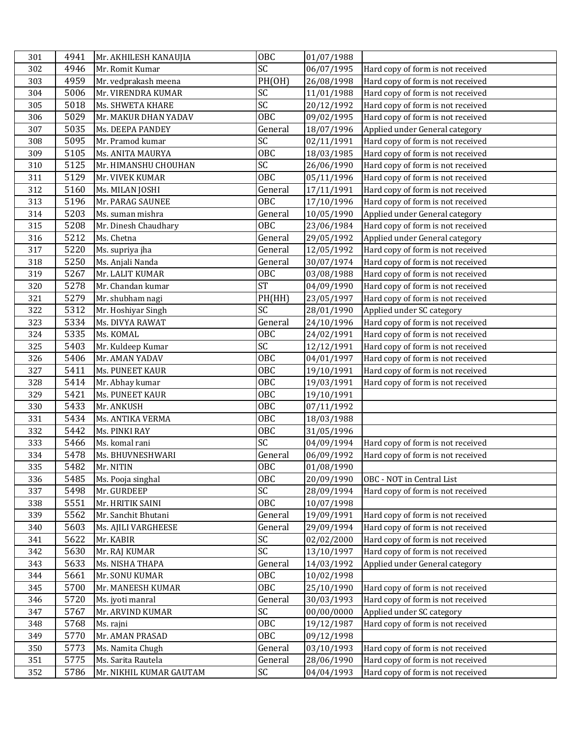| 301 | 4941 | Mr. AKHILESH KANAUJIA | OBC | 01/07/1988 | |
|---|---|---|---|---|---|
| 302 | 4946 | Mr. Romit Kumar | SC | 06/07/1995 | Hard copy of form is not received |
| 303 | 4959 | Mr. vedprakash meena | PH(OH) | 26/08/1998 | Hard copy of form is not received |
| 304 | 5006 | Mr. VIRENDRA KUMAR | SC | 11/01/1988 | Hard copy of form is not received |
| 305 | 5018 | Ms. SHWETA KHARE | SC | 20/12/1992 | Hard copy of form is not received |
| 306 | 5029 | Mr. MAKUR DHAN YADAV | OBC | 09/02/1995 | Hard copy of form is not received |
| 307 | 5035 | Ms. DEEPA PANDEY | General | 18/07/1996 | Applied under General category |
| 308 | 5095 | Mr. Pramod kumar | SC | 02/11/1991 | Hard copy of form is not received |
| 309 | 5105 | Ms. ANITA MAURYA | OBC | 18/03/1985 | Hard copy of form is not received |
| 310 | 5125 | Mr. HIMANSHU CHOUHAN | SC | 26/06/1990 | Hard copy of form is not received |
| 311 | 5129 | Mr. VIVEK KUMAR | OBC | 05/11/1996 | Hard copy of form is not received |
| 312 | 5160 | Ms. MILAN JOSHI | General | 17/11/1991 | Hard copy of form is not received |
| 313 | 5196 | Mr. PARAG SAUNEE | OBC | 17/10/1996 | Hard copy of form is not received |
| 314 | 5203 | Ms. suman mishra | General | 10/05/1990 | Applied under General category |
| 315 | 5208 | Mr. Dinesh Chaudhary | OBC | 23/06/1984 | Hard copy of form is not received |
| 316 | 5212 | Ms. Chetna | General | 29/05/1992 | Applied under General category |
| 317 | 5220 | Ms. supriya jha | General | 12/05/1992 | Hard copy of form is not received |
| 318 | 5250 | Ms. Anjali Nanda | General | 30/07/1974 | Hard copy of form is not received |
| 319 | 5267 | Mr. LALIT KUMAR | OBC | 03/08/1988 | Hard copy of form is not received |
| 320 | 5278 | Mr. Chandan kumar | ST | 04/09/1990 | Hard copy of form is not received |
| 321 | 5279 | Mr. shubham nagi | PH(HH) | 23/05/1997 | Hard copy of form is not received |
| 322 | 5312 | Mr. Hoshiyar Singh | SC | 28/01/1990 | Applied under SC category |
| 323 | 5334 | Ms. DIVYA RAWAT | General | 24/10/1996 | Hard copy of form is not received |
| 324 | 5335 | Ms. KOMAL | OBC | 24/02/1991 | Hard copy of form is not received |
| 325 | 5403 | Mr. Kuldeep Kumar | SC | 12/12/1991 | Hard copy of form is not received |
| 326 | 5406 | Mr. AMAN YADAV | OBC | 04/01/1997 | Hard copy of form is not received |
| 327 | 5411 | Ms. PUNEET KAUR | OBC | 19/10/1991 | Hard copy of form is not received |
| 328 | 5414 | Mr. Abhay kumar | OBC | 19/03/1991 | Hard copy of form is not received |
| 329 | 5421 | Ms. PUNEET KAUR | OBC | 19/10/1991 | |
| 330 | 5433 | Mr. ANKUSH | OBC | 07/11/1992 | |
| 331 | 5434 | Ms. ANTIKA VERMA | OBC | 18/03/1988 | |
| 332 | 5442 | Ms. PINKI RAY | OBC | 31/05/1996 | |
| 333 | 5466 | Ms. komal rani | SC | 04/09/1994 | Hard copy of form is not received |
| 334 | 5478 | Ms. BHUVNESHWARI | General | 06/09/1992 | Hard copy of form is not received |
| 335 | 5482 | Mr. NITIN | OBC | 01/08/1990 | |
| 336 | 5485 | Ms. Pooja singhal | OBC | 20/09/1990 | OBC - NOT in Central List |
| 337 | 5498 | Mr. GURDEEP | SC | 28/09/1994 | Hard copy of form is not received |
| 338 | 5551 | Mr. HRITIK SAINI | OBC | 10/07/1998 | |
| 339 | 5562 | Mr. Sanchit Bhutani | General | 19/09/1991 | Hard copy of form is not received |
| 340 | 5603 | Ms. AJILI VARGHEESE | General | 29/09/1994 | Hard copy of form is not received |
| 341 | 5622 | Mr. KABIR | SC | 02/02/2000 | Hard copy of form is not received |
| 342 | 5630 | Mr. RAJ KUMAR | SC | 13/10/1997 | Hard copy of form is not received |
| 343 | 5633 | Ms. NISHA THAPA | General | 14/03/1992 | Applied under General category |
| 344 | 5661 | Mr. SONU KUMAR | OBC | 10/02/1998 | |
| 345 | 5700 | Mr. MANEESH KUMAR | OBC | 25/10/1990 | Hard copy of form is not received |
| 346 | 5720 | Ms. jyoti manral | General | 30/03/1993 | Hard copy of form is not received |
| 347 | 5767 | Mr. ARVIND KUMAR | SC | 00/00/0000 | Applied under SC category |
| 348 | 5768 | Ms. rajni | OBC | 19/12/1987 | Hard copy of form is not received |
| 349 | 5770 | Mr. AMAN PRASAD | OBC | 09/12/1998 | |
| 350 | 5773 | Ms. Namita Chugh | General | 03/10/1993 | Hard copy of form is not received |
| 351 | 5775 | Ms. Sarita Rautela | General | 28/06/1990 | Hard copy of form is not received |
| 352 | 5786 | Mr. NIKHIL KUMAR GAUTAM | SC | 04/04/1993 | Hard copy of form is not received |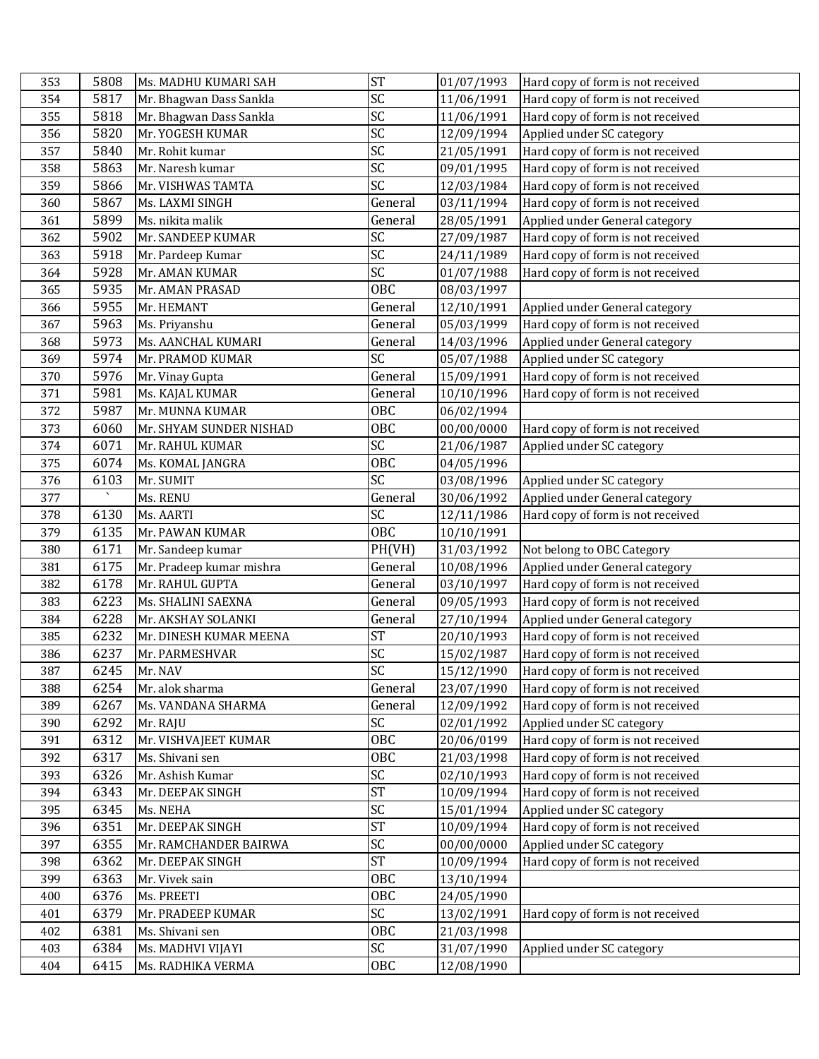| 353 | 5808 | Ms. MADHU KUMARI SAH | ST | 01/07/1993 | Hard copy of form is not received |
|---|---|---|---|---|---|
| 354 | 5817 | Mr. Bhagwan Dass Sankla | SC | 11/06/1991 | Hard copy of form is not received |
| 355 | 5818 | Mr. Bhagwan Dass Sankla | SC | 11/06/1991 | Hard copy of form is not received |
| 356 | 5820 | Mr. YOGESH KUMAR | SC | 12/09/1994 | Applied under SC category |
| 357 | 5840 | Mr. Rohit kumar | SC | 21/05/1991 | Hard copy of form is not received |
| 358 | 5863 | Mr. Naresh kumar | SC | 09/01/1995 | Hard copy of form is not received |
| 359 | 5866 | Mr. VISHWAS TAMTA | SC | 12/03/1984 | Hard copy of form is not received |
| 360 | 5867 | Ms. LAXMI SINGH | General | 03/11/1994 | Hard copy of form is not received |
| 361 | 5899 | Ms. nikita malik | General | 28/05/1991 | Applied under General category |
| 362 | 5902 | Mr. SANDEEP KUMAR | SC | 27/09/1987 | Hard copy of form is not received |
| 363 | 5918 | Mr. Pardeep Kumar | SC | 24/11/1989 | Hard copy of form is not received |
| 364 | 5928 | Mr. AMAN KUMAR | SC | 01/07/1988 | Hard copy of form is not received |
| 365 | 5935 | Mr. AMAN PRASAD | OBC | 08/03/1997 | |
| 366 | 5955 | Mr. HEMANT | General | 12/10/1991 | Applied under General category |
| 367 | 5963 | Ms. Priyanshu | General | 05/03/1999 | Hard copy of form is not received |
| 368 | 5973 | Ms. AANCHAL KUMARI | General | 14/03/1996 | Applied under General category |
| 369 | 5974 | Mr. PRAMOD KUMAR | SC | 05/07/1988 | Applied under SC category |
| 370 | 5976 | Mr. Vinay Gupta | General | 15/09/1991 | Hard copy of form is not received |
| 371 | 5981 | Ms. KAJAL KUMAR | General | 10/10/1996 | Hard copy of form is not received |
| 372 | 5987 | Mr. MUNNA KUMAR | OBC | 06/02/1994 | |
| 373 | 6060 | Mr. SHYAM SUNDER NISHAD | OBC | 00/00/0000 | Hard copy of form is not received |
| 374 | 6071 | Mr. RAHUL KUMAR | SC | 21/06/1987 | Applied under SC category |
| 375 | 6074 | Ms. KOMAL JANGRA | OBC | 04/05/1996 | |
| 376 | 6103 | Mr. SUMIT | SC | 03/08/1996 | Applied under SC category |
| 377 | ` | Ms. RENU | General | 30/06/1992 | Applied under General category |
| 378 | 6130 | Ms. AARTI | SC | 12/11/1986 | Hard copy of form is not received |
| 379 | 6135 | Mr. PAWAN KUMAR | OBC | 10/10/1991 | |
| 380 | 6171 | Mr. Sandeep kumar | PH(VH) | 31/03/1992 | Not belong to OBC Category |
| 381 | 6175 | Mr. Pradeep kumar mishra | General | 10/08/1996 | Applied under General category |
| 382 | 6178 | Mr. RAHUL GUPTA | General | 03/10/1997 | Hard copy of form is not received |
| 383 | 6223 | Ms. SHALINI SAEXNA | General | 09/05/1993 | Hard copy of form is not received |
| 384 | 6228 | Mr. AKSHAY SOLANKI | General | 27/10/1994 | Applied under General category |
| 385 | 6232 | Mr. DINESH KUMAR MEENA | ST | 20/10/1993 | Hard copy of form is not received |
| 386 | 6237 | Mr. PARMESHVAR | SC | 15/02/1987 | Hard copy of form is not received |
| 387 | 6245 | Mr. NAV | SC | 15/12/1990 | Hard copy of form is not received |
| 388 | 6254 | Mr. alok sharma | General | 23/07/1990 | Hard copy of form is not received |
| 389 | 6267 | Ms. VANDANA SHARMA | General | 12/09/1992 | Hard copy of form is not received |
| 390 | 6292 | Mr. RAJU | SC | 02/01/1992 | Applied under SC category |
| 391 | 6312 | Mr. VISHVAJEET KUMAR | OBC | 20/06/0199 | Hard copy of form is not received |
| 392 | 6317 | Ms. Shivani sen | OBC | 21/03/1998 | Hard copy of form is not received |
| 393 | 6326 | Mr. Ashish Kumar | SC | 02/10/1993 | Hard copy of form is not received |
| 394 | 6343 | Mr. DEEPAK SINGH | ST | 10/09/1994 | Hard copy of form is not received |
| 395 | 6345 | Ms. NEHA | SC | 15/01/1994 | Applied under SC category |
| 396 | 6351 | Mr. DEEPAK SINGH | ST | 10/09/1994 | Hard copy of form is not received |
| 397 | 6355 | Mr. RAMCHANDER BAIRWA | SC | 00/00/0000 | Applied under SC category |
| 398 | 6362 | Mr. DEEPAK SINGH | ST | 10/09/1994 | Hard copy of form is not received |
| 399 | 6363 | Mr. Vivek sain | OBC | 13/10/1994 | |
| 400 | 6376 | Ms. PREETI | OBC | 24/05/1990 | |
| 401 | 6379 | Mr. PRADEEP KUMAR | SC | 13/02/1991 | Hard copy of form is not received |
| 402 | 6381 | Ms. Shivani sen | OBC | 21/03/1998 | |
| 403 | 6384 | Ms. MADHVI VIJAYI | SC | 31/07/1990 | Applied under SC category |
| 404 | 6415 | Ms. RADHIKA VERMA | OBC | 12/08/1990 | |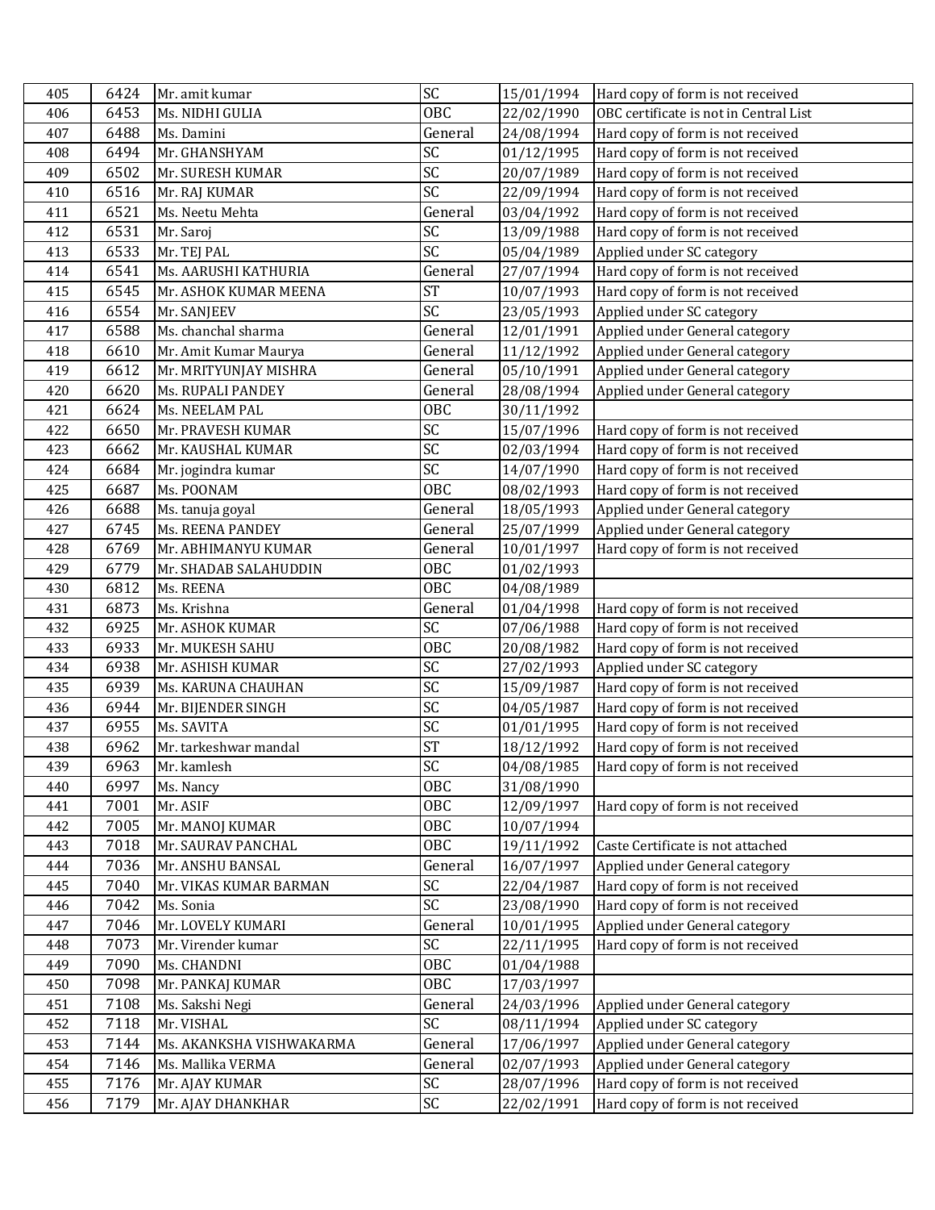| 405 | 6424 | Mr. amit kumar | SC | 15/01/1994 | Hard copy of form is not received |
|---|---|---|---|---|---|
| 406 | 6453 | Ms. NIDHI GULIA | OBC | 22/02/1990 | OBC certificate is not in Central List |
| 407 | 6488 | Ms. Damini | General | 24/08/1994 | Hard copy of form is not received |
| 408 | 6494 | Mr. GHANSHYAM | SC | 01/12/1995 | Hard copy of form is not received |
| 409 | 6502 | Mr. SURESH KUMAR | SC | 20/07/1989 | Hard copy of form is not received |
| 410 | 6516 | Mr. RAJ KUMAR | SC | 22/09/1994 | Hard copy of form is not received |
| 411 | 6521 | Ms. Neetu Mehta | General | 03/04/1992 | Hard copy of form is not received |
| 412 | 6531 | Mr. Saroj | SC | 13/09/1988 | Hard copy of form is not received |
| 413 | 6533 | Mr. TEJ PAL | SC | 05/04/1989 | Applied under SC category |
| 414 | 6541 | Ms. AARUSHI KATHURIA | General | 27/07/1994 | Hard copy of form is not received |
| 415 | 6545 | Mr. ASHOK KUMAR MEENA | ST | 10/07/1993 | Hard copy of form is not received |
| 416 | 6554 | Mr. SANJEEV | SC | 23/05/1993 | Applied under SC category |
| 417 | 6588 | Ms. chanchal sharma | General | 12/01/1991 | Applied under General category |
| 418 | 6610 | Mr. Amit Kumar Maurya | General | 11/12/1992 | Applied under General category |
| 419 | 6612 | Mr. MRITYUNJAY MISHRA | General | 05/10/1991 | Applied under General category |
| 420 | 6620 | Ms. RUPALI PANDEY | General | 28/08/1994 | Applied under General category |
| 421 | 6624 | Ms. NEELAM PAL | OBC | 30/11/1992 | |
| 422 | 6650 | Mr. PRAVESH KUMAR | SC | 15/07/1996 | Hard copy of form is not received |
| 423 | 6662 | Mr. KAUSHAL KUMAR | SC | 02/03/1994 | Hard copy of form is not received |
| 424 | 6684 | Mr. jogindra kumar | SC | 14/07/1990 | Hard copy of form is not received |
| 425 | 6687 | Ms. POONAM | OBC | 08/02/1993 | Hard copy of form is not received |
| 426 | 6688 | Ms. tanuja goyal | General | 18/05/1993 | Applied under General category |
| 427 | 6745 | Ms. REENA PANDEY | General | 25/07/1999 | Applied under General category |
| 428 | 6769 | Mr. ABHIMANYU KUMAR | General | 10/01/1997 | Hard copy of form is not received |
| 429 | 6779 | Mr. SHADAB SALAHUDDIN | OBC | 01/02/1993 | |
| 430 | 6812 | Ms. REENA | OBC | 04/08/1989 | |
| 431 | 6873 | Ms. Krishna | General | 01/04/1998 | Hard copy of form is not received |
| 432 | 6925 | Mr. ASHOK KUMAR | SC | 07/06/1988 | Hard copy of form is not received |
| 433 | 6933 | Mr. MUKESH SAHU | OBC | 20/08/1982 | Hard copy of form is not received |
| 434 | 6938 | Mr. ASHISH KUMAR | SC | 27/02/1993 | Applied under SC category |
| 435 | 6939 | Ms. KARUNA CHAUHAN | SC | 15/09/1987 | Hard copy of form is not received |
| 436 | 6944 | Mr. BIJENDER SINGH | SC | 04/05/1987 | Hard copy of form is not received |
| 437 | 6955 | Ms. SAVITA | SC | 01/01/1995 | Hard copy of form is not received |
| 438 | 6962 | Mr. tarkeshwar mandal | ST | 18/12/1992 | Hard copy of form is not received |
| 439 | 6963 | Mr. kamlesh | SC | 04/08/1985 | Hard copy of form is not received |
| 440 | 6997 | Ms. Nancy | OBC | 31/08/1990 | |
| 441 | 7001 | Mr. ASIF | OBC | 12/09/1997 | Hard copy of form is not received |
| 442 | 7005 | Mr. MANOJ KUMAR | OBC | 10/07/1994 | |
| 443 | 7018 | Mr. SAURAV PANCHAL | OBC | 19/11/1992 | Caste Certificate is not attached |
| 444 | 7036 | Mr. ANSHU BANSAL | General | 16/07/1997 | Applied under General category |
| 445 | 7040 | Mr. VIKAS KUMAR BARMAN | SC | 22/04/1987 | Hard copy of form is not received |
| 446 | 7042 | Ms. Sonia | SC | 23/08/1990 | Hard copy of form is not received |
| 447 | 7046 | Mr. LOVELY KUMARI | General | 10/01/1995 | Applied under General category |
| 448 | 7073 | Mr. Virender kumar | SC | 22/11/1995 | Hard copy of form is not received |
| 449 | 7090 | Ms. CHANDNI | OBC | 01/04/1988 | |
| 450 | 7098 | Mr. PANKAJ KUMAR | OBC | 17/03/1997 | |
| 451 | 7108 | Ms. Sakshi Negi | General | 24/03/1996 | Applied under General category |
| 452 | 7118 | Mr. VISHAL | SC | 08/11/1994 | Applied under SC category |
| 453 | 7144 | Ms. AKANKSHA VISHWAKARMA | General | 17/06/1997 | Applied under General category |
| 454 | 7146 | Ms. Mallika VERMA | General | 02/07/1993 | Applied under General category |
| 455 | 7176 | Mr. AJAY KUMAR | SC | 28/07/1996 | Hard copy of form is not received |
| 456 | 7179 | Mr. AJAY DHANKHAR | SC | 22/02/1991 | Hard copy of form is not received |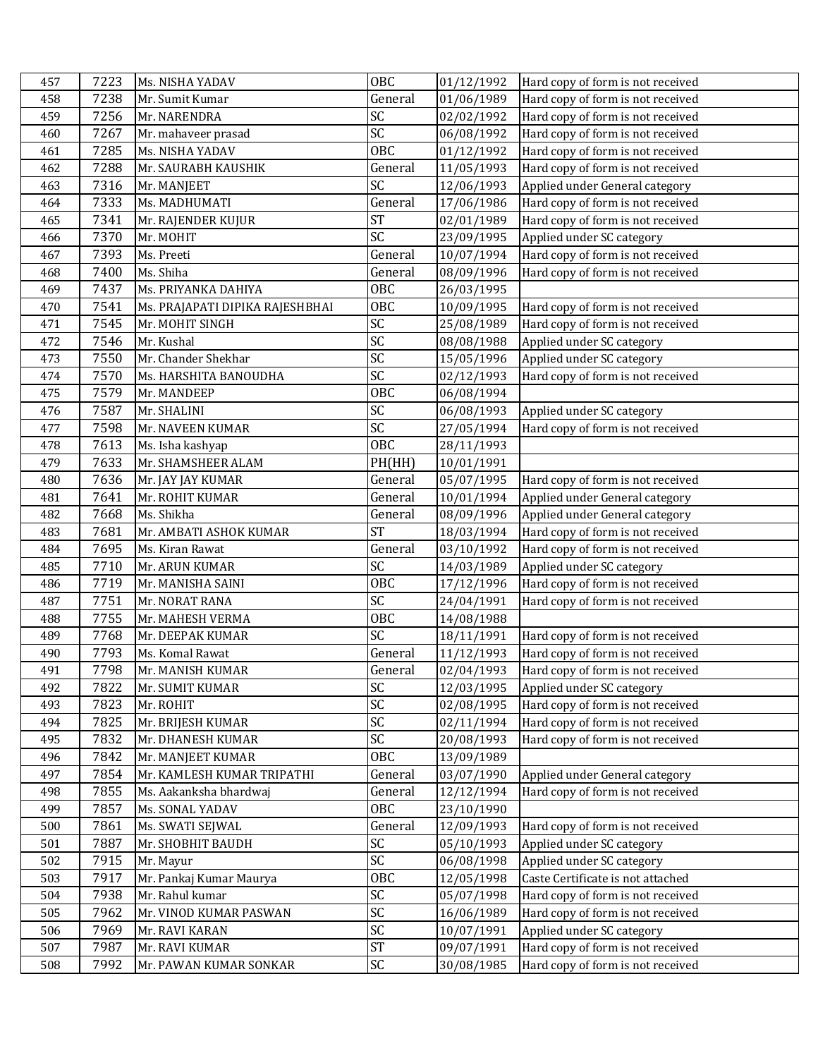| 457 | 7223 | Ms. NISHA YADAV | OBC | 01/12/1992 | Hard copy of form is not received |
|---|---|---|---|---|---|
| 458 | 7238 | Mr. Sumit Kumar | General | 01/06/1989 | Hard copy of form is not received |
| 459 | 7256 | Mr. NARENDRA | SC | 02/02/1992 | Hard copy of form is not received |
| 460 | 7267 | Mr. mahaveer prasad | SC | 06/08/1992 | Hard copy of form is not received |
| 461 | 7285 | Ms. NISHA YADAV | OBC | 01/12/1992 | Hard copy of form is not received |
| 462 | 7288 | Mr. SAURABH KAUSHIK | General | 11/05/1993 | Hard copy of form is not received |
| 463 | 7316 | Mr. MANJEET | SC | 12/06/1993 | Applied under General category |
| 464 | 7333 | Ms. MADHUMATI | General | 17/06/1986 | Hard copy of form is not received |
| 465 | 7341 | Mr. RAJENDER KUJUR | ST | 02/01/1989 | Hard copy of form is not received |
| 466 | 7370 | Mr. MOHIT | SC | 23/09/1995 | Applied under SC category |
| 467 | 7393 | Ms. Preeti | General | 10/07/1994 | Hard copy of form is not received |
| 468 | 7400 | Ms. Shiha | General | 08/09/1996 | Hard copy of form is not received |
| 469 | 7437 | Ms. PRIYANKA DAHIYA | OBC | 26/03/1995 | |
| 470 | 7541 | Ms. PRAJAPATI DIPIKA RAJESHBHAI | OBC | 10/09/1995 | Hard copy of form is not received |
| 471 | 7545 | Mr. MOHIT SINGH | SC | 25/08/1989 | Hard copy of form is not received |
| 472 | 7546 | Mr. Kushal | SC | 08/08/1988 | Applied under SC category |
| 473 | 7550 | Mr. Chander Shekhar | SC | 15/05/1996 | Applied under SC category |
| 474 | 7570 | Ms. HARSHITA BANOUDHA | SC | 02/12/1993 | Hard copy of form is not received |
| 475 | 7579 | Mr. MANDEEP | OBC | 06/08/1994 | |
| 476 | 7587 | Mr. SHALINI | SC | 06/08/1993 | Applied under SC category |
| 477 | 7598 | Mr. NAVEEN KUMAR | SC | 27/05/1994 | Hard copy of form is not received |
| 478 | 7613 | Ms. Isha kashyap | OBC | 28/11/1993 | |
| 479 | 7633 | Mr. SHAMSHEER ALAM | PH(HH) | 10/01/1991 | |
| 480 | 7636 | Mr. JAY JAY KUMAR | General | 05/07/1995 | Hard copy of form is not received |
| 481 | 7641 | Mr. ROHIT KUMAR | General | 10/01/1994 | Applied under General category |
| 482 | 7668 | Ms. Shikha | General | 08/09/1996 | Applied under General category |
| 483 | 7681 | Mr. AMBATI ASHOK KUMAR | ST | 18/03/1994 | Hard copy of form is not received |
| 484 | 7695 | Ms. Kiran Rawat | General | 03/10/1992 | Hard copy of form is not received |
| 485 | 7710 | Mr. ARUN KUMAR | SC | 14/03/1989 | Applied under SC category |
| 486 | 7719 | Mr. MANISHA SAINI | OBC | 17/12/1996 | Hard copy of form is not received |
| 487 | 7751 | Mr. NORAT RANA | SC | 24/04/1991 | Hard copy of form is not received |
| 488 | 7755 | Mr. MAHESH VERMA | OBC | 14/08/1988 | |
| 489 | 7768 | Mr. DEEPAK KUMAR | SC | 18/11/1991 | Hard copy of form is not received |
| 490 | 7793 | Ms. Komal Rawat | General | 11/12/1993 | Hard copy of form is not received |
| 491 | 7798 | Mr. MANISH KUMAR | General | 02/04/1993 | Hard copy of form is not received |
| 492 | 7822 | Mr. SUMIT KUMAR | SC | 12/03/1995 | Applied under SC category |
| 493 | 7823 | Mr. ROHIT | SC | 02/08/1995 | Hard copy of form is not received |
| 494 | 7825 | Mr. BRIJESH KUMAR | SC | 02/11/1994 | Hard copy of form is not received |
| 495 | 7832 | Mr. DHANESH KUMAR | SC | 20/08/1993 | Hard copy of form is not received |
| 496 | 7842 | Mr. MANJEET KUMAR | OBC | 13/09/1989 | |
| 497 | 7854 | Mr. KAMLESH KUMAR TRIPATHI | General | 03/07/1990 | Applied under General category |
| 498 | 7855 | Ms. Aakanksha bhardwaj | General | 12/12/1994 | Hard copy of form is not received |
| 499 | 7857 | Ms. SONAL YADAV | OBC | 23/10/1990 | |
| 500 | 7861 | Ms. SWATI SEJWAL | General | 12/09/1993 | Hard copy of form is not received |
| 501 | 7887 | Mr. SHOBHIT BAUDH | SC | 05/10/1993 | Applied under SC category |
| 502 | 7915 | Mr. Mayur | SC | 06/08/1998 | Applied under SC category |
| 503 | 7917 | Mr. Pankaj Kumar Maurya | OBC | 12/05/1998 | Caste Certificate is not attached |
| 504 | 7938 | Mr. Rahul kumar | SC | 05/07/1998 | Hard copy of form is not received |
| 505 | 7962 | Mr. VINOD KUMAR PASWAN | SC | 16/06/1989 | Hard copy of form is not received |
| 506 | 7969 | Mr. RAVI KARAN | SC | 10/07/1991 | Applied under SC category |
| 507 | 7987 | Mr. RAVI KUMAR | ST | 09/07/1991 | Hard copy of form is not received |
| 508 | 7992 | Mr. PAWAN KUMAR SONKAR | SC | 30/08/1985 | Hard copy of form is not received |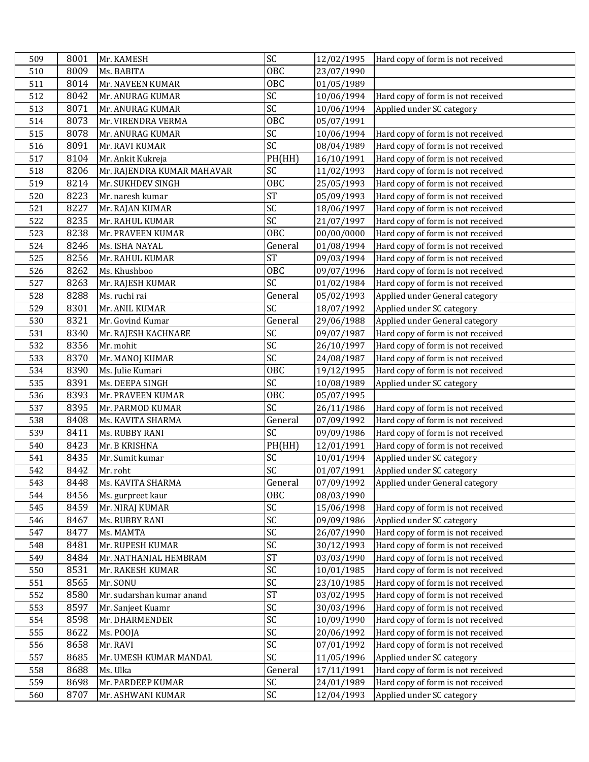| 509 | 8001 | Mr. KAMESH | SC | 12/02/1995 | Hard copy of form is not received |
|---|---|---|---|---|---|
| 510 | 8009 | Ms. BABITA | OBC | 23/07/1990 | |
| 511 | 8014 | Mr. NAVEEN KUMAR | OBC | 01/05/1989 | |
| 512 | 8042 | Mr. ANURAG KUMAR | SC | 10/06/1994 | Hard copy of form is not received |
| 513 | 8071 | Mr. ANURAG KUMAR | SC | 10/06/1994 | Applied under SC category |
| 514 | 8073 | Mr. VIRENDRA VERMA | OBC | 05/07/1991 | |
| 515 | 8078 | Mr. ANURAG KUMAR | SC | 10/06/1994 | Hard copy of form is not received |
| 516 | 8091 | Mr. RAVI KUMAR | SC | 08/04/1989 | Hard copy of form is not received |
| 517 | 8104 | Mr. Ankit Kukreja | PH(HH) | 16/10/1991 | Hard copy of form is not received |
| 518 | 8206 | Mr. RAJENDRA KUMAR MAHAVAR | SC | 11/02/1993 | Hard copy of form is not received |
| 519 | 8214 | Mr. SUKHDEV SINGH | OBC | 25/05/1993 | Hard copy of form is not received |
| 520 | 8223 | Mr. naresh kumar | ST | 05/09/1993 | Hard copy of form is not received |
| 521 | 8227 | Mr. RAJAN KUMAR | SC | 18/06/1997 | Hard copy of form is not received |
| 522 | 8235 | Mr. RAHUL KUMAR | SC | 21/07/1997 | Hard copy of form is not received |
| 523 | 8238 | Mr. PRAVEEN KUMAR | OBC | 00/00/0000 | Hard copy of form is not received |
| 524 | 8246 | Ms. ISHA NAYAL | General | 01/08/1994 | Hard copy of form is not received |
| 525 | 8256 | Mr. RAHUL KUMAR | ST | 09/03/1994 | Hard copy of form is not received |
| 526 | 8262 | Ms. Khushboo | OBC | 09/07/1996 | Hard copy of form is not received |
| 527 | 8263 | Mr. RAJESH KUMAR | SC | 01/02/1984 | Hard copy of form is not received |
| 528 | 8288 | Ms. ruchi rai | General | 05/02/1993 | Applied under General category |
| 529 | 8301 | Mr. ANIL KUMAR | SC | 18/07/1992 | Applied under SC category |
| 530 | 8321 | Mr. Govind Kumar | General | 29/06/1988 | Applied under General category |
| 531 | 8340 | Mr. RAJESH KACHNARE | SC | 09/07/1987 | Hard copy of form is not received |
| 532 | 8356 | Mr. mohit | SC | 26/10/1997 | Hard copy of form is not received |
| 533 | 8370 | Mr. MANOJ KUMAR | SC | 24/08/1987 | Hard copy of form is not received |
| 534 | 8390 | Ms. Julie Kumari | OBC | 19/12/1995 | Hard copy of form is not received |
| 535 | 8391 | Ms. DEEPA SINGH | SC | 10/08/1989 | Applied under SC category |
| 536 | 8393 | Mr. PRAVEEN KUMAR | OBC | 05/07/1995 | |
| 537 | 8395 | Mr. PARMOD KUMAR | SC | 26/11/1986 | Hard copy of form is not received |
| 538 | 8408 | Ms. KAVITA SHARMA | General | 07/09/1992 | Hard copy of form is not received |
| 539 | 8411 | Ms. RUBBY RANI | SC | 09/09/1986 | Hard copy of form is not received |
| 540 | 8423 | Mr. B KRISHNA | PH(HH) | 12/01/1991 | Hard copy of form is not received |
| 541 | 8435 | Mr. Sumit kumar | SC | 10/01/1994 | Applied under SC category |
| 542 | 8442 | Mr. roht | SC | 01/07/1991 | Applied under SC category |
| 543 | 8448 | Ms. KAVITA SHARMA | General | 07/09/1992 | Applied under General category |
| 544 | 8456 | Ms. gurpreet kaur | OBC | 08/03/1990 | |
| 545 | 8459 | Mr. NIRAJ KUMAR | SC | 15/06/1998 | Hard copy of form is not received |
| 546 | 8467 | Ms. RUBBY RANI | SC | 09/09/1986 | Applied under SC category |
| 547 | 8477 | Ms. MAMTA | SC | 26/07/1990 | Hard copy of form is not received |
| 548 | 8481 | Mr. RUPESH KUMAR | SC | 30/12/1993 | Hard copy of form is not received |
| 549 | 8484 | Mr. NATHANIAL HEMBRAM | ST | 03/03/1990 | Hard copy of form is not received |
| 550 | 8531 | Mr. RAKESH KUMAR | SC | 10/01/1985 | Hard copy of form is not received |
| 551 | 8565 | Mr. SONU | SC | 23/10/1985 | Hard copy of form is not received |
| 552 | 8580 | Mr. sudarshan kumar anand | ST | 03/02/1995 | Hard copy of form is not received |
| 553 | 8597 | Mr. Sanjeet Kuamr | SC | 30/03/1996 | Hard copy of form is not received |
| 554 | 8598 | Mr. DHARMENDER | SC | 10/09/1990 | Hard copy of form is not received |
| 555 | 8622 | Ms. POOJA | SC | 20/06/1992 | Hard copy of form is not received |
| 556 | 8658 | Mr. RAVI | SC | 07/01/1992 | Hard copy of form is not received |
| 557 | 8685 | Mr. UMESH KUMAR MANDAL | SC | 11/05/1996 | Applied under SC category |
| 558 | 8688 | Ms. Ulka | General | 17/11/1991 | Hard copy of form is not received |
| 559 | 8698 | Mr. PARDEEP KUMAR | SC | 24/01/1989 | Hard copy of form is not received |
| 560 | 8707 | Mr. ASHWANI KUMAR | SC | 12/04/1993 | Applied under SC category |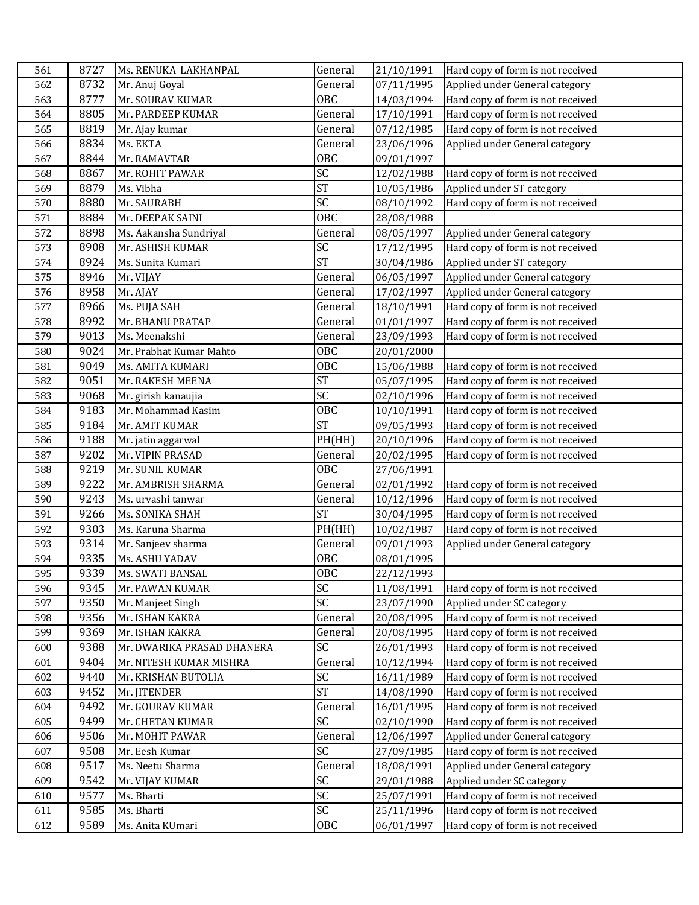| 561 | 8727 | Ms. RENUKA LAKHANPAL | General | 21/10/1991 | Hard copy of form is not received |
|---|---|---|---|---|---|
| 562 | 8732 | Mr. Anuj Goyal | General | 07/11/1995 | Applied under General category |
| 563 | 8777 | Mr. SOURAV KUMAR | OBC | 14/03/1994 | Hard copy of form is not received |
| 564 | 8805 | Mr. PARDEEP KUMAR | General | 17/10/1991 | Hard copy of form is not received |
| 565 | 8819 | Mr. Ajay kumar | General | 07/12/1985 | Hard copy of form is not received |
| 566 | 8834 | Ms. EKTA | General | 23/06/1996 | Applied under General category |
| 567 | 8844 | Mr. RAMAVTAR | OBC | 09/01/1997 | |
| 568 | 8867 | Mr. ROHIT PAWAR | SC | 12/02/1988 | Hard copy of form is not received |
| 569 | 8879 | Ms. Vibha | ST | 10/05/1986 | Applied under ST category |
| 570 | 8880 | Mr. SAURABH | SC | 08/10/1992 | Hard copy of form is not received |
| 571 | 8884 | Mr. DEEPAK SAINI | OBC | 28/08/1988 | |
| 572 | 8898 | Ms. Aakansha Sundriyal | General | 08/05/1997 | Applied under General category |
| 573 | 8908 | Mr. ASHISH KUMAR | SC | 17/12/1995 | Hard copy of form is not received |
| 574 | 8924 | Ms. Sunita Kumari | ST | 30/04/1986 | Applied under ST category |
| 575 | 8946 | Mr. VIJAY | General | 06/05/1997 | Applied under General category |
| 576 | 8958 | Mr. AJAY | General | 17/02/1997 | Applied under General category |
| 577 | 8966 | Ms. PUJA SAH | General | 18/10/1991 | Hard copy of form is not received |
| 578 | 8992 | Mr. BHANU PRATAP | General | 01/01/1997 | Hard copy of form is not received |
| 579 | 9013 | Ms. Meenakshi | General | 23/09/1993 | Hard copy of form is not received |
| 580 | 9024 | Mr. Prabhat Kumar Mahto | OBC | 20/01/2000 | |
| 581 | 9049 | Ms. AMITA KUMARI | OBC | 15/06/1988 | Hard copy of form is not received |
| 582 | 9051 | Mr. RAKESH MEENA | ST | 05/07/1995 | Hard copy of form is not received |
| 583 | 9068 | Mr. girish kanaujia | SC | 02/10/1996 | Hard copy of form is not received |
| 584 | 9183 | Mr. Mohammad Kasim | OBC | 10/10/1991 | Hard copy of form is not received |
| 585 | 9184 | Mr. AMIT KUMAR | ST | 09/05/1993 | Hard copy of form is not received |
| 586 | 9188 | Mr. jatin aggarwal | PH(HH) | 20/10/1996 | Hard copy of form is not received |
| 587 | 9202 | Mr. VIPIN PRASAD | General | 20/02/1995 | Hard copy of form is not received |
| 588 | 9219 | Mr. SUNIL KUMAR | OBC | 27/06/1991 | |
| 589 | 9222 | Mr. AMBRISH SHARMA | General | 02/01/1992 | Hard copy of form is not received |
| 590 | 9243 | Ms. urvashi tanwar | General | 10/12/1996 | Hard copy of form is not received |
| 591 | 9266 | Ms. SONIKA SHAH | ST | 30/04/1995 | Hard copy of form is not received |
| 592 | 9303 | Ms. Karuna Sharma | PH(HH) | 10/02/1987 | Hard copy of form is not received |
| 593 | 9314 | Mr. Sanjeev sharma | General | 09/01/1993 | Applied under General category |
| 594 | 9335 | Ms. ASHU YADAV | OBC | 08/01/1995 | |
| 595 | 9339 | Ms. SWATI BANSAL | OBC | 22/12/1993 | |
| 596 | 9345 | Mr. PAWAN KUMAR | SC | 11/08/1991 | Hard copy of form is not received |
| 597 | 9350 | Mr. Manjeet Singh | SC | 23/07/1990 | Applied under SC category |
| 598 | 9356 | Mr. ISHAN KAKRA | General | 20/08/1995 | Hard copy of form is not received |
| 599 | 9369 | Mr. ISHAN KAKRA | General | 20/08/1995 | Hard copy of form is not received |
| 600 | 9388 | Mr. DWARIKA PRASAD DHANERA | SC | 26/01/1993 | Hard copy of form is not received |
| 601 | 9404 | Mr. NITESH KUMAR MISHRA | General | 10/12/1994 | Hard copy of form is not received |
| 602 | 9440 | Mr. KRISHAN BUTOLIA | SC | 16/11/1989 | Hard copy of form is not received |
| 603 | 9452 | Mr. JITENDER | ST | 14/08/1990 | Hard copy of form is not received |
| 604 | 9492 | Mr. GOURAV KUMAR | General | 16/01/1995 | Hard copy of form is not received |
| 605 | 9499 | Mr. CHETAN KUMAR | SC | 02/10/1990 | Hard copy of form is not received |
| 606 | 9506 | Mr. MOHIT PAWAR | General | 12/06/1997 | Applied under General category |
| 607 | 9508 | Mr. Eesh Kumar | SC | 27/09/1985 | Hard copy of form is not received |
| 608 | 9517 | Ms. Neetu Sharma | General | 18/08/1991 | Applied under General category |
| 609 | 9542 | Mr. VIJAY KUMAR | SC | 29/01/1988 | Applied under SC category |
| 610 | 9577 | Ms. Bharti | SC | 25/07/1991 | Hard copy of form is not received |
| 611 | 9585 | Ms. Bharti | SC | 25/11/1996 | Hard copy of form is not received |
| 612 | 9589 | Ms. Anita KUmari | OBC | 06/01/1997 | Hard copy of form is not received |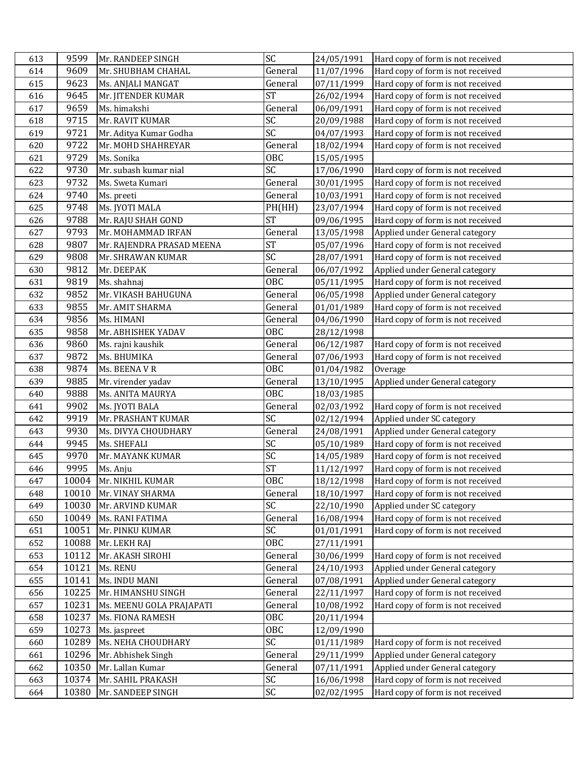| | | | | | |
|---|---|---|---|---|---|
| 613 | 9599 | Mr. RANDEEP SINGH | SC | 24/05/1991 | Hard copy of form is not received |
| 614 | 9609 | Mr. SHUBHAM CHAHAL | General | 11/07/1996 | Hard copy of form is not received |
| 615 | 9623 | Ms. ANJALI MANGAT | General | 07/11/1999 | Hard copy of form is not received |
| 616 | 9645 | Mr. JITENDER KUMAR | ST | 26/02/1994 | Hard copy of form is not received |
| 617 | 9659 | Ms. himakshi | General | 06/09/1991 | Hard copy of form is not received |
| 618 | 9715 | Mr. RAVIT KUMAR | SC | 20/09/1988 | Hard copy of form is not received |
| 619 | 9721 | Mr. Aditya Kumar Godha | SC | 04/07/1993 | Hard copy of form is not received |
| 620 | 9722 | Mr. MOHD SHAHREYAR | General | 18/02/1994 | Hard copy of form is not received |
| 621 | 9729 | Ms. Sonika | OBC | 15/05/1995 | |
| 622 | 9730 | Mr. subash kumar nial | SC | 17/06/1990 | Hard copy of form is not received |
| 623 | 9732 | Ms. Sweta Kumari | General | 30/01/1995 | Hard copy of form is not received |
| 624 | 9740 | Ms. preeti | General | 10/03/1991 | Hard copy of form is not received |
| 625 | 9748 | Ms. JYOTI MALA | PH(HH) | 23/07/1994 | Hard copy of form is not received |
| 626 | 9788 | Mr. RAJU SHAH GOND | ST | 09/06/1995 | Hard copy of form is not received |
| 627 | 9793 | Mr. MOHAMMAD IRFAN | General | 13/05/1998 | Applied under General category |
| 628 | 9807 | Mr. RAJENDRA PRASAD MEENA | ST | 05/07/1996 | Hard copy of form is not received |
| 629 | 9808 | Mr. SHRAWAN KUMAR | SC | 28/07/1991 | Hard copy of form is not received |
| 630 | 9812 | Mr. DEEPAK | General | 06/07/1992 | Applied under General category |
| 631 | 9819 | Ms. shahnaj | OBC | 05/11/1995 | Hard copy of form is not received |
| 632 | 9852 | Mr. VIKASH BAHUGUNA | General | 06/05/1998 | Applied under General category |
| 633 | 9855 | Mr. AMIT SHARMA | General | 01/01/1989 | Hard copy of form is not received |
| 634 | 9856 | Ms. HIMANI | General | 04/06/1990 | Hard copy of form is not received |
| 635 | 9858 | Mr. ABHISHEK YADAV | OBC | 28/12/1998 | |
| 636 | 9860 | Ms. rajni kaushik | General | 06/12/1987 | Hard copy of form is not received |
| 637 | 9872 | Ms. BHUMIKA | General | 07/06/1993 | Hard copy of form is not received |
| 638 | 9874 | Ms. BEENA V R | OBC | 01/04/1982 | Overage |
| 639 | 9885 | Mr. virender yadav | General | 13/10/1995 | Applied under General category |
| 640 | 9888 | Ms. ANITA MAURYA | OBC | 18/03/1985 | |
| 641 | 9902 | Ms. JYOTI BALA | General | 02/03/1992 | Hard copy of form is not received |
| 642 | 9919 | Mr. PRASHANT KUMAR | SC | 02/12/1994 | Applied under SC category |
| 643 | 9930 | Ms. DIVYA CHOUDHARY | General | 24/08/1991 | Applied under General category |
| 644 | 9945 | Ms. SHEFALI | SC | 05/10/1989 | Hard copy of form is not received |
| 645 | 9970 | Mr. MAYANK KUMAR | SC | 14/05/1989 | Hard copy of form is not received |
| 646 | 9995 | Ms. Anju | ST | 11/12/1997 | Hard copy of form is not received |
| 647 | 10004 | Mr. NIKHIL KUMAR | OBC | 18/12/1998 | Hard copy of form is not received |
| 648 | 10010 | Mr. VINAY SHARMA | General | 18/10/1997 | Hard copy of form is not received |
| 649 | 10030 | Mr. ARVIND KUMAR | SC | 22/10/1990 | Applied under SC category |
| 650 | 10049 | Ms. RANI FATIMA | General | 16/08/1994 | Hard copy of form is not received |
| 651 | 10051 | Mr. PINKU KUMAR | SC | 01/01/1991 | Hard copy of form is not received |
| 652 | 10088 | Mr. LEKH RAJ | OBC | 27/11/1991 | |
| 653 | 10112 | Mr. AKASH SIROHI | General | 30/06/1999 | Hard copy of form is not received |
| 654 | 10121 | Ms. RENU | General | 24/10/1993 | Applied under General category |
| 655 | 10141 | Ms. INDU MANI | General | 07/08/1991 | Applied under General category |
| 656 | 10225 | Mr. HIMANSHU SINGH | General | 22/11/1997 | Hard copy of form is not received |
| 657 | 10231 | Ms. MEENU GOLA PRAJAPATI | General | 10/08/1992 | Hard copy of form is not received |
| 658 | 10237 | Ms. FIONA RAMESH | OBC | 20/11/1994 | |
| 659 | 10273 | Ms. jaspreet | OBC | 12/09/1990 | |
| 660 | 10289 | Ms. NEHA CHOUDHARY | SC | 01/11/1989 | Hard copy of form is not received |
| 661 | 10296 | Mr. Abhishek Singh | General | 29/11/1999 | Applied under General category |
| 662 | 10350 | Mr. Lallan Kumar | General | 07/11/1991 | Applied under General category |
| 663 | 10374 | Mr. SAHIL PRAKASH | SC | 16/06/1998 | Hard copy of form is not received |
| 664 | 10380 | Mr. SANDEEP SINGH | SC | 02/02/1995 | Hard copy of form is not received |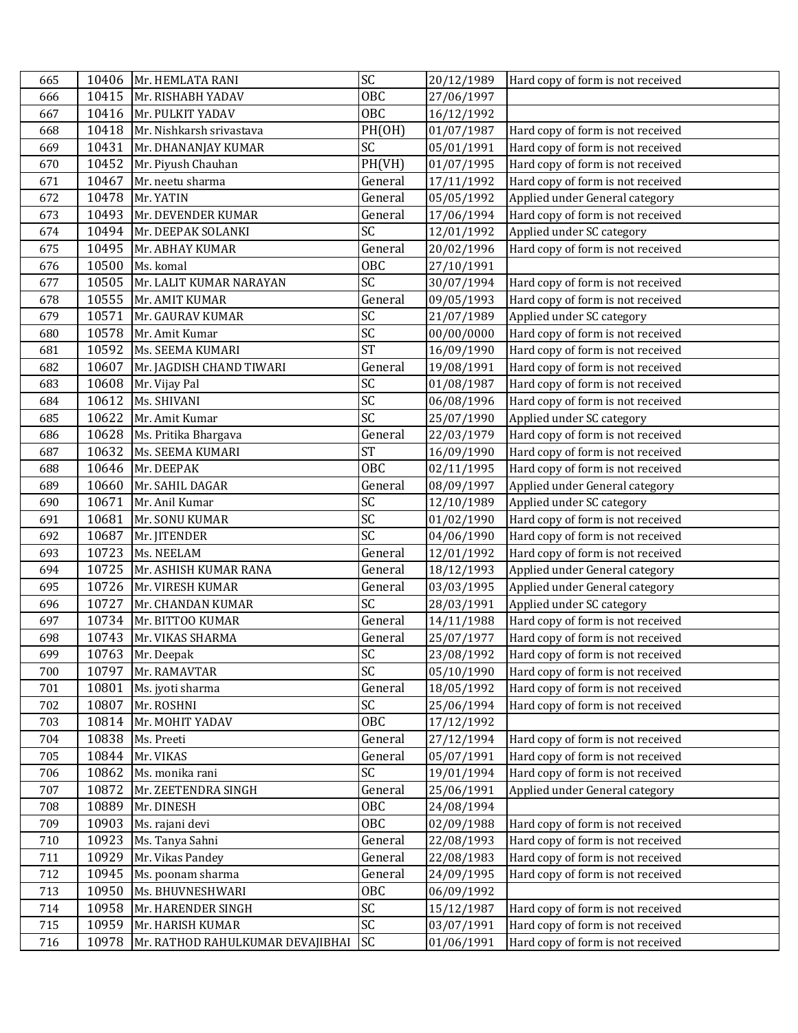| | | | | | |
|---|---|---|---|---|---|
| 665 | 10406 | Mr. HEMLATA RANI | SC | 20/12/1989 | Hard copy of form is not received |
| 666 | 10415 | Mr. RISHABH YADAV | OBC | 27/06/1997 | |
| 667 | 10416 | Mr. PULKIT YADAV | OBC | 16/12/1992 | |
| 668 | 10418 | Mr. Nishkarsh srivastava | PH(OH) | 01/07/1987 | Hard copy of form is not received |
| 669 | 10431 | Mr. DHANANJAY KUMAR | SC | 05/01/1991 | Hard copy of form is not received |
| 670 | 10452 | Mr. Piyush Chauhan | PH(VH) | 01/07/1995 | Hard copy of form is not received |
| 671 | 10467 | Mr. neetu sharma | General | 17/11/1992 | Hard copy of form is not received |
| 672 | 10478 | Mr. YATIN | General | 05/05/1992 | Applied under General category |
| 673 | 10493 | Mr. DEVENDER KUMAR | General | 17/06/1994 | Hard copy of form is not received |
| 674 | 10494 | Mr. DEEPAK SOLANKI | SC | 12/01/1992 | Applied under SC category |
| 675 | 10495 | Mr. ABHAY KUMAR | General | 20/02/1996 | Hard copy of form is not received |
| 676 | 10500 | Ms. komal | OBC | 27/10/1991 | |
| 677 | 10505 | Mr. LALIT KUMAR NARAYAN | SC | 30/07/1994 | Hard copy of form is not received |
| 678 | 10555 | Mr. AMIT KUMAR | General | 09/05/1993 | Hard copy of form is not received |
| 679 | 10571 | Mr. GAURAV KUMAR | SC | 21/07/1989 | Applied under SC category |
| 680 | 10578 | Mr. Amit Kumar | SC | 00/00/0000 | Hard copy of form is not received |
| 681 | 10592 | Ms. SEEMA KUMARI | ST | 16/09/1990 | Hard copy of form is not received |
| 682 | 10607 | Mr. JAGDISH CHAND TIWARI | General | 19/08/1991 | Hard copy of form is not received |
| 683 | 10608 | Mr. Vijay Pal | SC | 01/08/1987 | Hard copy of form is not received |
| 684 | 10612 | Ms. SHIVANI | SC | 06/08/1996 | Hard copy of form is not received |
| 685 | 10622 | Mr. Amit Kumar | SC | 25/07/1990 | Applied under SC category |
| 686 | 10628 | Ms. Pritika Bhargava | General | 22/03/1979 | Hard copy of form is not received |
| 687 | 10632 | Ms. SEEMA KUMARI | ST | 16/09/1990 | Hard copy of form is not received |
| 688 | 10646 | Mr. DEEPAK | OBC | 02/11/1995 | Hard copy of form is not received |
| 689 | 10660 | Mr. SAHIL DAGAR | General | 08/09/1997 | Applied under General category |
| 690 | 10671 | Mr. Anil Kumar | SC | 12/10/1989 | Applied under SC category |
| 691 | 10681 | Mr. SONU KUMAR | SC | 01/02/1990 | Hard copy of form is not received |
| 692 | 10687 | Mr. JITENDER | SC | 04/06/1990 | Hard copy of form is not received |
| 693 | 10723 | Ms. NEELAM | General | 12/01/1992 | Hard copy of form is not received |
| 694 | 10725 | Mr. ASHISH KUMAR RANA | General | 18/12/1993 | Applied under General category |
| 695 | 10726 | Mr. VIRESH KUMAR | General | 03/03/1995 | Applied under General category |
| 696 | 10727 | Mr. CHANDAN KUMAR | SC | 28/03/1991 | Applied under SC category |
| 697 | 10734 | Mr. BITTOO KUMAR | General | 14/11/1988 | Hard copy of form is not received |
| 698 | 10743 | Mr. VIKAS SHARMA | General | 25/07/1977 | Hard copy of form is not received |
| 699 | 10763 | Mr. Deepak | SC | 23/08/1992 | Hard copy of form is not received |
| 700 | 10797 | Mr. RAMAVTAR | SC | 05/10/1990 | Hard copy of form is not received |
| 701 | 10801 | Ms. jyoti sharma | General | 18/05/1992 | Hard copy of form is not received |
| 702 | 10807 | Mr. ROSHNI | SC | 25/06/1994 | Hard copy of form is not received |
| 703 | 10814 | Mr. MOHIT YADAV | OBC | 17/12/1992 | |
| 704 | 10838 | Ms. Preeti | General | 27/12/1994 | Hard copy of form is not received |
| 705 | 10844 | Mr. VIKAS | General | 05/07/1991 | Hard copy of form is not received |
| 706 | 10862 | Ms. monika rani | SC | 19/01/1994 | Hard copy of form is not received |
| 707 | 10872 | Mr. ZEETENDRA SINGH | General | 25/06/1991 | Applied under General category |
| 708 | 10889 | Mr. DINESH | OBC | 24/08/1994 | |
| 709 | 10903 | Ms. rajani devi | OBC | 02/09/1988 | Hard copy of form is not received |
| 710 | 10923 | Ms. Tanya Sahni | General | 22/08/1993 | Hard copy of form is not received |
| 711 | 10929 | Mr. Vikas Pandey | General | 22/08/1983 | Hard copy of form is not received |
| 712 | 10945 | Ms. poonam sharma | General | 24/09/1995 | Hard copy of form is not received |
| 713 | 10950 | Ms. BHUVNESHWARI | OBC | 06/09/1992 | |
| 714 | 10958 | Mr. HARENDER SINGH | SC | 15/12/1987 | Hard copy of form is not received |
| 715 | 10959 | Mr. HARISH KUMAR | SC | 03/07/1991 | Hard copy of form is not received |
| 716 | 10978 | Mr. RATHOD RAHULKUMAR DEVAJIBHAI | SC | 01/06/1991 | Hard copy of form is not received |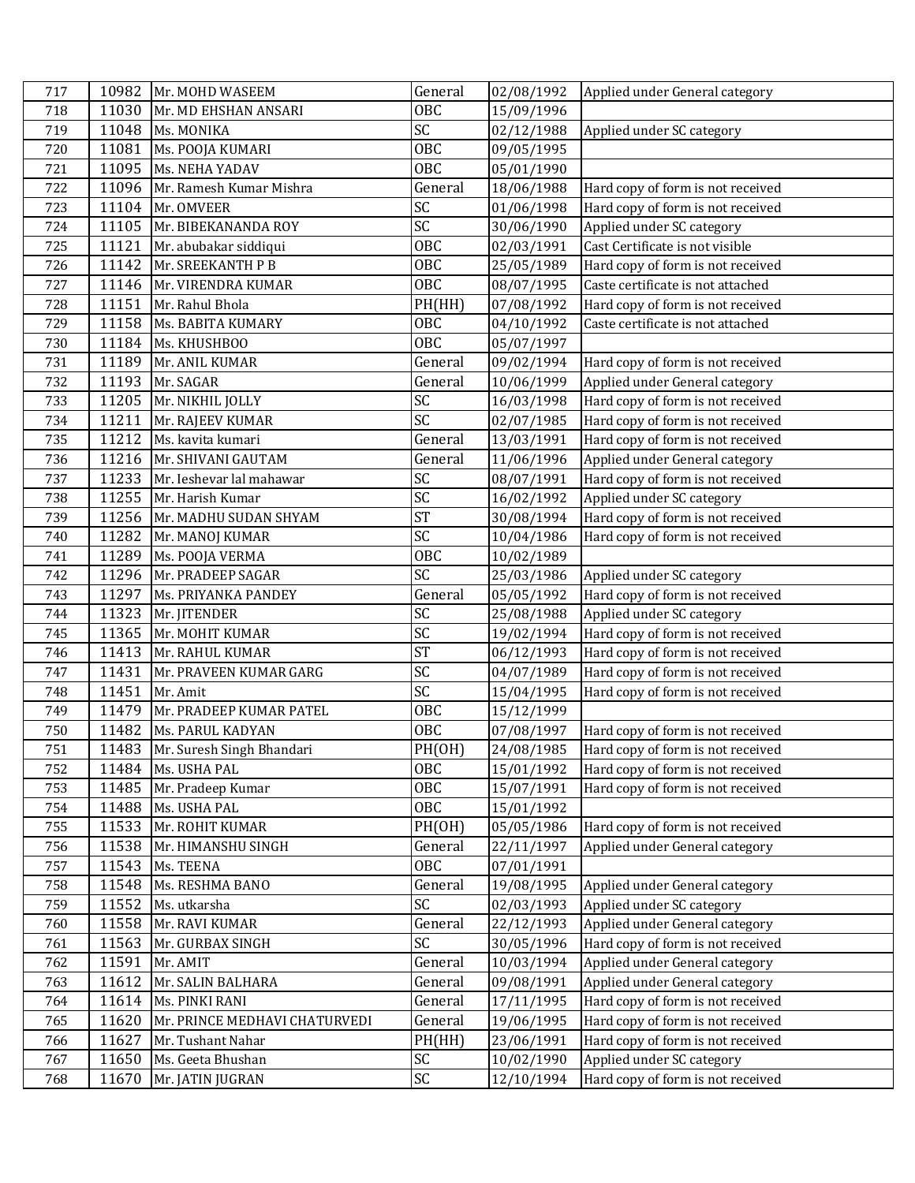| 717 | 10982 | Mr. MOHD WASEEM | General | 02/08/1992 | Applied under General category |
|---|---|---|---|---|---|
| 718 | 11030 | Mr. MD EHSHAN ANSARI | OBC | 15/09/1996 | |
| 719 | 11048 | Ms. MONIKA | SC | 02/12/1988 | Applied under SC category |
| 720 | 11081 | Ms. POOJA KUMARI | OBC | 09/05/1995 | |
| 721 | 11095 | Ms. NEHA YADAV | OBC | 05/01/1990 | |
| 722 | 11096 | Mr. Ramesh Kumar Mishra | General | 18/06/1988 | Hard copy of form is not received |
| 723 | 11104 | Mr. OMVEER | SC | 01/06/1998 | Hard copy of form is not received |
| 724 | 11105 | Mr. BIBEKANANDA ROY | SC | 30/06/1990 | Applied under SC category |
| 725 | 11121 | Mr. abubakar siddiqui | OBC | 02/03/1991 | Cast Certificate is not visible |
| 726 | 11142 | Mr. SREEKANTH P B | OBC | 25/05/1989 | Hard copy of form is not received |
| 727 | 11146 | Mr. VIRENDRA KUMAR | OBC | 08/07/1995 | Caste certificate is not attached |
| 728 | 11151 | Mr. Rahul Bhola | PH(HH) | 07/08/1992 | Hard copy of form is not received |
| 729 | 11158 | Ms. BABITA KUMARY | OBC | 04/10/1992 | Caste certificate is not attached |
| 730 | 11184 | Ms. KHUSHBOO | OBC | 05/07/1997 | |
| 731 | 11189 | Mr. ANIL KUMAR | General | 09/02/1994 | Hard copy of form is not received |
| 732 | 11193 | Mr. SAGAR | General | 10/06/1999 | Applied under General category |
| 733 | 11205 | Mr. NIKHIL JOLLY | SC | 16/03/1998 | Hard copy of form is not received |
| 734 | 11211 | Mr. RAJEEV KUMAR | SC | 02/07/1985 | Hard copy of form is not received |
| 735 | 11212 | Ms. kavita kumari | General | 13/03/1991 | Hard copy of form is not received |
| 736 | 11216 | Mr. SHIVANI GAUTAM | General | 11/06/1996 | Applied under General category |
| 737 | 11233 | Mr. Ieshevar lal mahawar | SC | 08/07/1991 | Hard copy of form is not received |
| 738 | 11255 | Mr. Harish Kumar | SC | 16/02/1992 | Applied under SC category |
| 739 | 11256 | Mr. MADHU SUDAN SHYAM | ST | 30/08/1994 | Hard copy of form is not received |
| 740 | 11282 | Mr. MANOJ KUMAR | SC | 10/04/1986 | Hard copy of form is not received |
| 741 | 11289 | Ms. POOJA VERMA | OBC | 10/02/1989 | |
| 742 | 11296 | Mr. PRADEEP SAGAR | SC | 25/03/1986 | Applied under SC category |
| 743 | 11297 | Ms. PRIYANKA PANDEY | General | 05/05/1992 | Hard copy of form is not received |
| 744 | 11323 | Mr. JITENDER | SC | 25/08/1988 | Applied under SC category |
| 745 | 11365 | Mr. MOHIT KUMAR | SC | 19/02/1994 | Hard copy of form is not received |
| 746 | 11413 | Mr. RAHUL KUMAR | ST | 06/12/1993 | Hard copy of form is not received |
| 747 | 11431 | Mr. PRAVEEN KUMAR GARG | SC | 04/07/1989 | Hard copy of form is not received |
| 748 | 11451 | Mr. Amit | SC | 15/04/1995 | Hard copy of form is not received |
| 749 | 11479 | Mr. PRADEEP KUMAR PATEL | OBC | 15/12/1999 | |
| 750 | 11482 | Ms. PARUL KADYAN | OBC | 07/08/1997 | Hard copy of form is not received |
| 751 | 11483 | Mr. Suresh Singh Bhandari | PH(OH) | 24/08/1985 | Hard copy of form is not received |
| 752 | 11484 | Ms. USHA PAL | OBC | 15/01/1992 | Hard copy of form is not received |
| 753 | 11485 | Mr. Pradeep Kumar | OBC | 15/07/1991 | Hard copy of form is not received |
| 754 | 11488 | Ms. USHA PAL | OBC | 15/01/1992 | |
| 755 | 11533 | Mr. ROHIT KUMAR | PH(OH) | 05/05/1986 | Hard copy of form is not received |
| 756 | 11538 | Mr. HIMANSHU SINGH | General | 22/11/1997 | Applied under General category |
| 757 | 11543 | Ms. TEENA | OBC | 07/01/1991 | |
| 758 | 11548 | Ms. RESHMA BANO | General | 19/08/1995 | Applied under General category |
| 759 | 11552 | Ms. utkarsha | SC | 02/03/1993 | Applied under SC category |
| 760 | 11558 | Mr. RAVI KUMAR | General | 22/12/1993 | Applied under General category |
| 761 | 11563 | Mr. GURBAX SINGH | SC | 30/05/1996 | Hard copy of form is not received |
| 762 | 11591 | Mr. AMIT | General | 10/03/1994 | Applied under General category |
| 763 | 11612 | Mr. SALIN BALHARA | General | 09/08/1991 | Applied under General category |
| 764 | 11614 | Ms. PINKI RANI | General | 17/11/1995 | Hard copy of form is not received |
| 765 | 11620 | Mr. PRINCE MEDHAVI CHATURVEDI | General | 19/06/1995 | Hard copy of form is not received |
| 766 | 11627 | Mr. Tushant Nahar | PH(HH) | 23/06/1991 | Hard copy of form is not received |
| 767 | 11650 | Ms. Geeta Bhushan | SC | 10/02/1990 | Applied under SC category |
| 768 | 11670 | Mr. JATIN JUGRAN | SC | 12/10/1994 | Hard copy of form is not received |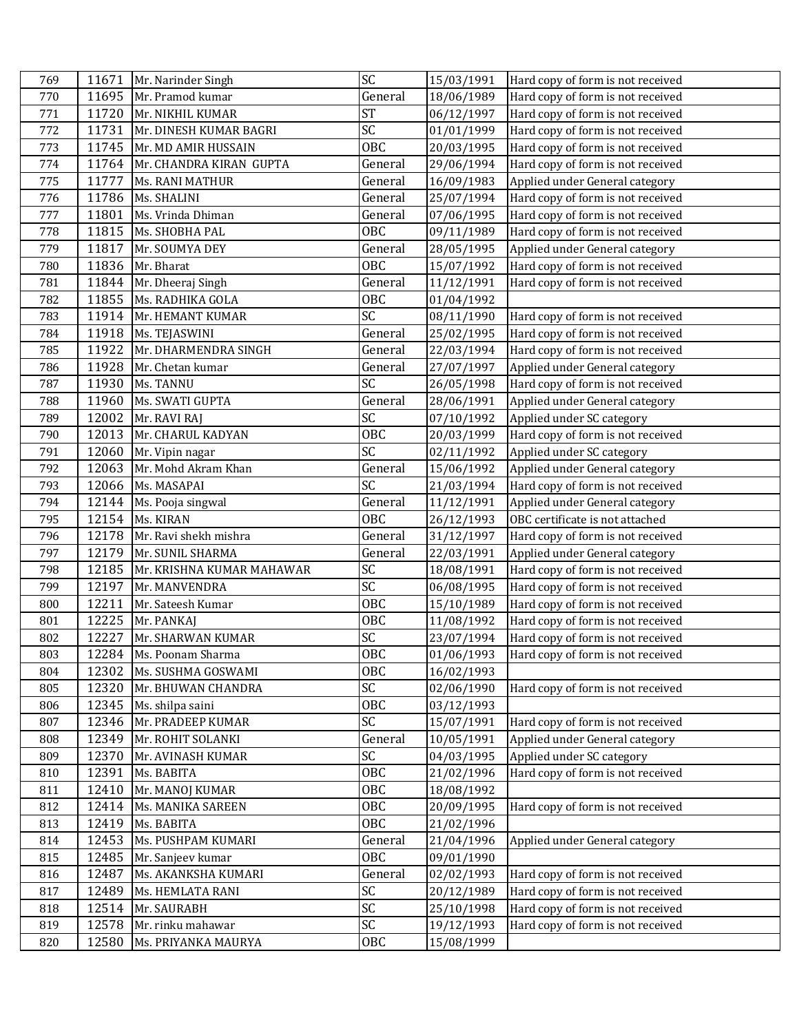| 769 | 11671 | Mr. Narinder Singh | SC | 15/03/1991 | Hard copy of form is not received |
|---|---|---|---|---|---|
| 770 | 11695 | Mr. Pramod kumar | General | 18/06/1989 | Hard copy of form is not received |
| 771 | 11720 | Mr. NIKHIL KUMAR | ST | 06/12/1997 | Hard copy of form is not received |
| 772 | 11731 | Mr. DINESH KUMAR BAGRI | SC | 01/01/1999 | Hard copy of form is not received |
| 773 | 11745 | Mr. MD AMIR HUSSAIN | OBC | 20/03/1995 | Hard copy of form is not received |
| 774 | 11764 | Mr. CHANDRA KIRAN GUPTA | General | 29/06/1994 | Hard copy of form is not received |
| 775 | 11777 | Ms. RANI MATHUR | General | 16/09/1983 | Applied under General category |
| 776 | 11786 | Ms. SHALINI | General | 25/07/1994 | Hard copy of form is not received |
| 777 | 11801 | Ms. Vrinda Dhiman | General | 07/06/1995 | Hard copy of form is not received |
| 778 | 11815 | Ms. SHOBHA PAL | OBC | 09/11/1989 | Hard copy of form is not received |
| 779 | 11817 | Mr. SOUMYA DEY | General | 28/05/1995 | Applied under General category |
| 780 | 11836 | Mr. Bharat | OBC | 15/07/1992 | Hard copy of form is not received |
| 781 | 11844 | Mr. Dheeraj Singh | General | 11/12/1991 | Hard copy of form is not received |
| 782 | 11855 | Ms. RADHIKA GOLA | OBC | 01/04/1992 | |
| 783 | 11914 | Mr. HEMANT KUMAR | SC | 08/11/1990 | Hard copy of form is not received |
| 784 | 11918 | Ms. TEJASWINI | General | 25/02/1995 | Hard copy of form is not received |
| 785 | 11922 | Mr. DHARMENDRA SINGH | General | 22/03/1994 | Hard copy of form is not received |
| 786 | 11928 | Mr. Chetan kumar | General | 27/07/1997 | Applied under General category |
| 787 | 11930 | Ms. TANNU | SC | 26/05/1998 | Hard copy of form is not received |
| 788 | 11960 | Ms. SWATI GUPTA | General | 28/06/1991 | Applied under General category |
| 789 | 12002 | Mr. RAVI RAJ | SC | 07/10/1992 | Applied under SC category |
| 790 | 12013 | Mr. CHARUL KADYAN | OBC | 20/03/1999 | Hard copy of form is not received |
| 791 | 12060 | Mr. Vipin nagar | SC | 02/11/1992 | Applied under SC category |
| 792 | 12063 | Mr. Mohd Akram Khan | General | 15/06/1992 | Applied under General category |
| 793 | 12066 | Ms. MASAPAI | SC | 21/03/1994 | Hard copy of form is not received |
| 794 | 12144 | Ms. Pooja singwal | General | 11/12/1991 | Applied under General category |
| 795 | 12154 | Ms. KIRAN | OBC | 26/12/1993 | OBC certificate is not attached |
| 796 | 12178 | Mr. Ravi shekh mishra | General | 31/12/1997 | Hard copy of form is not received |
| 797 | 12179 | Mr. SUNIL SHARMA | General | 22/03/1991 | Applied under General category |
| 798 | 12185 | Mr. KRISHNA KUMAR MAHAWAR | SC | 18/08/1991 | Hard copy of form is not received |
| 799 | 12197 | Mr. MANVENDRA | SC | 06/08/1995 | Hard copy of form is not received |
| 800 | 12211 | Mr. Sateesh Kumar | OBC | 15/10/1989 | Hard copy of form is not received |
| 801 | 12225 | Mr. PANKAJ | OBC | 11/08/1992 | Hard copy of form is not received |
| 802 | 12227 | Mr. SHARWAN KUMAR | SC | 23/07/1994 | Hard copy of form is not received |
| 803 | 12284 | Ms. Poonam Sharma | OBC | 01/06/1993 | Hard copy of form is not received |
| 804 | 12302 | Ms. SUSHMA GOSWAMI | OBC | 16/02/1993 | |
| 805 | 12320 | Mr. BHUWAN CHANDRA | SC | 02/06/1990 | Hard copy of form is not received |
| 806 | 12345 | Ms. shilpa saini | OBC | 03/12/1993 | |
| 807 | 12346 | Mr. PRADEEP KUMAR | SC | 15/07/1991 | Hard copy of form is not received |
| 808 | 12349 | Mr. ROHIT SOLANKI | General | 10/05/1991 | Applied under General category |
| 809 | 12370 | Mr. AVINASH KUMAR | SC | 04/03/1995 | Applied under SC category |
| 810 | 12391 | Ms. BABITA | OBC | 21/02/1996 | Hard copy of form is not received |
| 811 | 12410 | Mr. MANOJ KUMAR | OBC | 18/08/1992 | |
| 812 | 12414 | Ms. MANIKA SAREEN | OBC | 20/09/1995 | Hard copy of form is not received |
| 813 | 12419 | Ms. BABITA | OBC | 21/02/1996 | |
| 814 | 12453 | Ms. PUSHPAM KUMARI | General | 21/04/1996 | Applied under General category |
| 815 | 12485 | Mr. Sanjeev kumar | OBC | 09/01/1990 | |
| 816 | 12487 | Ms. AKANKSHA KUMARI | General | 02/02/1993 | Hard copy of form is not received |
| 817 | 12489 | Ms. HEMLATA RANI | SC | 20/12/1989 | Hard copy of form is not received |
| 818 | 12514 | Mr. SAURABH | SC | 25/10/1998 | Hard copy of form is not received |
| 819 | 12578 | Mr. rinku mahawar | SC | 19/12/1993 | Hard copy of form is not received |
| 820 | 12580 | Ms. PRIYANKA MAURYA | OBC | 15/08/1999 | |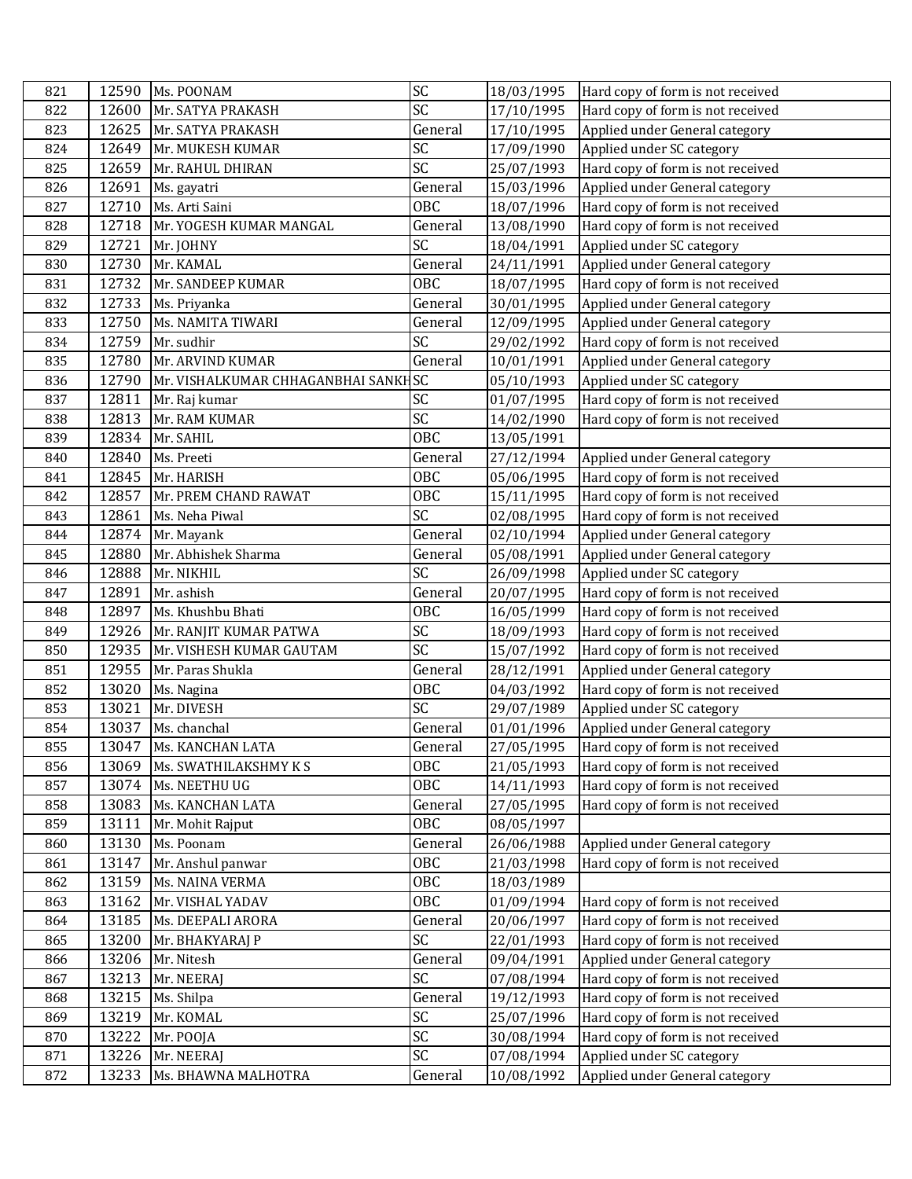| 821 | 12590 | Ms. POONAM | SC | 18/03/1995 | Hard copy of form is not received |
|---|---|---|---|---|---|
| 822 | 12600 | Mr. SATYA PRAKASH | SC | 17/10/1995 | Hard copy of form is not received |
| 823 | 12625 | Mr. SATYA PRAKASH | General | 17/10/1995 | Applied under General category |
| 824 | 12649 | Mr. MUKESH KUMAR | SC | 17/09/1990 | Applied under SC category |
| 825 | 12659 | Mr. RAHUL DHIRAN | SC | 25/07/1993 | Hard copy of form is not received |
| 826 | 12691 | Ms. gayatri | General | 15/03/1996 | Applied under General category |
| 827 | 12710 | Ms. Arti Saini | OBC | 18/07/1996 | Hard copy of form is not received |
| 828 | 12718 | Mr. YOGESH KUMAR MANGAL | General | 13/08/1990 | Hard copy of form is not received |
| 829 | 12721 | Mr. JOHNY | SC | 18/04/1991 | Applied under SC category |
| 830 | 12730 | Mr. KAMAL | General | 24/11/1991 | Applied under General category |
| 831 | 12732 | Mr. SANDEEP KUMAR | OBC | 18/07/1995 | Hard copy of form is not received |
| 832 | 12733 | Ms. Priyanka | General | 30/01/1995 | Applied under General category |
| 833 | 12750 | Ms. NAMITA TIWARI | General | 12/09/1995 | Applied under General category |
| 834 | 12759 | Mr. sudhir | SC | 29/02/1992 | Hard copy of form is not received |
| 835 | 12780 | Mr. ARVIND KUMAR | General | 10/01/1991 | Applied under General category |
| 836 | 12790 | Mr. VISHALKUMAR CHHAGANBHAI SANKH | SC | 05/10/1993 | Applied under SC category |
| 837 | 12811 | Mr. Raj kumar | SC | 01/07/1995 | Hard copy of form is not received |
| 838 | 12813 | Mr. RAM KUMAR | SC | 14/02/1990 | Hard copy of form is not received |
| 839 | 12834 | Mr. SAHIL | OBC | 13/05/1991 | |
| 840 | 12840 | Ms. Preeti | General | 27/12/1994 | Applied under General category |
| 841 | 12845 | Mr. HARISH | OBC | 05/06/1995 | Hard copy of form is not received |
| 842 | 12857 | Mr. PREM CHAND RAWAT | OBC | 15/11/1995 | Hard copy of form is not received |
| 843 | 12861 | Ms. Neha Piwal | SC | 02/08/1995 | Hard copy of form is not received |
| 844 | 12874 | Mr. Mayank | General | 02/10/1994 | Applied under General category |
| 845 | 12880 | Mr. Abhishek Sharma | General | 05/08/1991 | Applied under General category |
| 846 | 12888 | Mr. NIKHIL | SC | 26/09/1998 | Applied under SC category |
| 847 | 12891 | Mr. ashish | General | 20/07/1995 | Hard copy of form is not received |
| 848 | 12897 | Ms. Khushbu Bhati | OBC | 16/05/1999 | Hard copy of form is not received |
| 849 | 12926 | Mr. RANJIT KUMAR PATWA | SC | 18/09/1993 | Hard copy of form is not received |
| 850 | 12935 | Mr. VISHESH KUMAR GAUTAM | SC | 15/07/1992 | Hard copy of form is not received |
| 851 | 12955 | Mr. Paras Shukla | General | 28/12/1991 | Applied under General category |
| 852 | 13020 | Ms. Nagina | OBC | 04/03/1992 | Hard copy of form is not received |
| 853 | 13021 | Mr. DIVESH | SC | 29/07/1989 | Applied under SC category |
| 854 | 13037 | Ms. chanchal | General | 01/01/1996 | Applied under General category |
| 855 | 13047 | Ms. KANCHAN LATA | General | 27/05/1995 | Hard copy of form is not received |
| 856 | 13069 | Ms. SWATHILAKSHMY K S | OBC | 21/05/1993 | Hard copy of form is not received |
| 857 | 13074 | Ms. NEETHU UG | OBC | 14/11/1993 | Hard copy of form is not received |
| 858 | 13083 | Ms. KANCHAN LATA | General | 27/05/1995 | Hard copy of form is not received |
| 859 | 13111 | Mr. Mohit Rajput | OBC | 08/05/1997 | |
| 860 | 13130 | Ms. Poonam | General | 26/06/1988 | Applied under General category |
| 861 | 13147 | Mr. Anshul panwar | OBC | 21/03/1998 | Hard copy of form is not received |
| 862 | 13159 | Ms. NAINA VERMA | OBC | 18/03/1989 | |
| 863 | 13162 | Mr. VISHAL YADAV | OBC | 01/09/1994 | Hard copy of form is not received |
| 864 | 13185 | Ms. DEEPALI ARORA | General | 20/06/1997 | Hard copy of form is not received |
| 865 | 13200 | Mr. BHAKYARAJ P | SC | 22/01/1993 | Hard copy of form is not received |
| 866 | 13206 | Mr. Nitesh | General | 09/04/1991 | Applied under General category |
| 867 | 13213 | Mr. NEERAJ | SC | 07/08/1994 | Hard copy of form is not received |
| 868 | 13215 | Ms. Shilpa | General | 19/12/1993 | Hard copy of form is not received |
| 869 | 13219 | Mr. KOMAL | SC | 25/07/1996 | Hard copy of form is not received |
| 870 | 13222 | Mr. POOJA | SC | 30/08/1994 | Hard copy of form is not received |
| 871 | 13226 | Mr. NEERAJ | SC | 07/08/1994 | Applied under SC category |
| 872 | 13233 | Ms. BHAWNA MALHOTRA | General | 10/08/1992 | Applied under General category |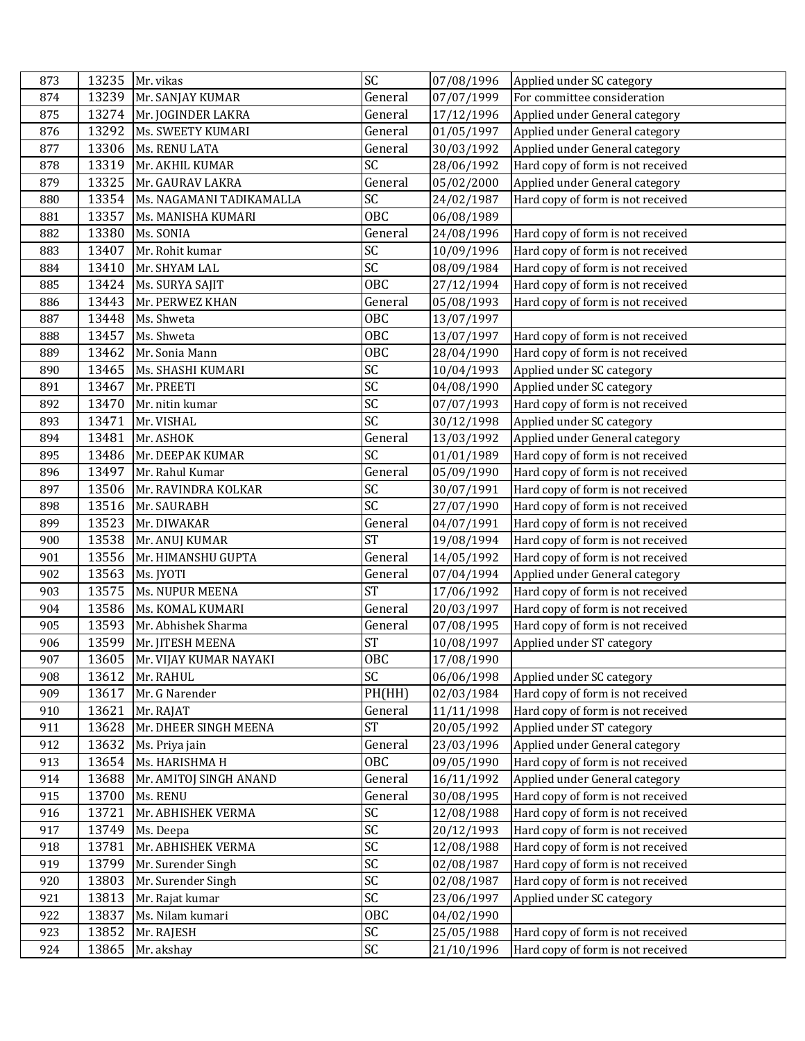| | | | | | |
|---|---|---|---|---|---|
| 873 | 13235 | Mr. vikas | SC | 07/08/1996 | Applied under SC category |
| 874 | 13239 | Mr. SANJAY KUMAR | General | 07/07/1999 | For committee consideration |
| 875 | 13274 | Mr. JOGINDER LAKRA | General | 17/12/1996 | Applied under General category |
| 876 | 13292 | Ms. SWEETY KUMARI | General | 01/05/1997 | Applied under General category |
| 877 | 13306 | Ms. RENU LATA | General | 30/03/1992 | Applied under General category |
| 878 | 13319 | Mr. AKHIL KUMAR | SC | 28/06/1992 | Hard copy of form is not received |
| 879 | 13325 | Mr. GAURAV LAKRA | General | 05/02/2000 | Applied under General category |
| 880 | 13354 | Ms. NAGAMANI TADIKAMALLA | SC | 24/02/1987 | Hard copy of form is not received |
| 881 | 13357 | Ms. MANISHA KUMARI | OBC | 06/08/1989 | |
| 882 | 13380 | Ms. SONIA | General | 24/08/1996 | Hard copy of form is not received |
| 883 | 13407 | Mr. Rohit kumar | SC | 10/09/1996 | Hard copy of form is not received |
| 884 | 13410 | Mr. SHYAM LAL | SC | 08/09/1984 | Hard copy of form is not received |
| 885 | 13424 | Ms. SURYA SAJIT | OBC | 27/12/1994 | Hard copy of form is not received |
| 886 | 13443 | Mr. PERWEZ KHAN | General | 05/08/1993 | Hard copy of form is not received |
| 887 | 13448 | Ms. Shweta | OBC | 13/07/1997 | |
| 888 | 13457 | Ms. Shweta | OBC | 13/07/1997 | Hard copy of form is not received |
| 889 | 13462 | Mr. Sonia Mann | OBC | 28/04/1990 | Hard copy of form is not received |
| 890 | 13465 | Ms. SHASHI KUMARI | SC | 10/04/1993 | Applied under SC category |
| 891 | 13467 | Mr. PREETI | SC | 04/08/1990 | Applied under SC category |
| 892 | 13470 | Mr. nitin kumar | SC | 07/07/1993 | Hard copy of form is not received |
| 893 | 13471 | Mr. VISHAL | SC | 30/12/1998 | Applied under SC category |
| 894 | 13481 | Mr. ASHOK | General | 13/03/1992 | Applied under General category |
| 895 | 13486 | Mr. DEEPAK KUMAR | SC | 01/01/1989 | Hard copy of form is not received |
| 896 | 13497 | Mr. Rahul Kumar | General | 05/09/1990 | Hard copy of form is not received |
| 897 | 13506 | Mr. RAVINDRA KOLKAR | SC | 30/07/1991 | Hard copy of form is not received |
| 898 | 13516 | Mr. SAURABH | SC | 27/07/1990 | Hard copy of form is not received |
| 899 | 13523 | Mr. DIWAKAR | General | 04/07/1991 | Hard copy of form is not received |
| 900 | 13538 | Mr. ANUJ KUMAR | ST | 19/08/1994 | Hard copy of form is not received |
| 901 | 13556 | Mr. HIMANSHU GUPTA | General | 14/05/1992 | Hard copy of form is not received |
| 902 | 13563 | Ms. JYOTI | General | 07/04/1994 | Applied under General category |
| 903 | 13575 | Ms. NUPUR MEENA | ST | 17/06/1992 | Hard copy of form is not received |
| 904 | 13586 | Ms. KOMAL KUMARI | General | 20/03/1997 | Hard copy of form is not received |
| 905 | 13593 | Mr. Abhishek Sharma | General | 07/08/1995 | Hard copy of form is not received |
| 906 | 13599 | Mr. JITESH MEENA | ST | 10/08/1997 | Applied under ST category |
| 907 | 13605 | Mr. VIJAY KUMAR NAYAKI | OBC | 17/08/1990 | |
| 908 | 13612 | Mr. RAHUL | SC | 06/06/1998 | Applied under SC category |
| 909 | 13617 | Mr. G Narender | PH(HH) | 02/03/1984 | Hard copy of form is not received |
| 910 | 13621 | Mr. RAJAT | General | 11/11/1998 | Hard copy of form is not received |
| 911 | 13628 | Mr. DHEER SINGH MEENA | ST | 20/05/1992 | Applied under ST category |
| 912 | 13632 | Ms. Priya jain | General | 23/03/1996 | Applied under General category |
| 913 | 13654 | Ms. HARISHMA H | OBC | 09/05/1990 | Hard copy of form is not received |
| 914 | 13688 | Mr. AMITOJ SINGH ANAND | General | 16/11/1992 | Applied under General category |
| 915 | 13700 | Ms. RENU | General | 30/08/1995 | Hard copy of form is not received |
| 916 | 13721 | Mr. ABHISHEK VERMA | SC | 12/08/1988 | Hard copy of form is not received |
| 917 | 13749 | Ms. Deepa | SC | 20/12/1993 | Hard copy of form is not received |
| 918 | 13781 | Mr. ABHISHEK VERMA | SC | 12/08/1988 | Hard copy of form is not received |
| 919 | 13799 | Mr. Surender Singh | SC | 02/08/1987 | Hard copy of form is not received |
| 920 | 13803 | Mr. Surender Singh | SC | 02/08/1987 | Hard copy of form is not received |
| 921 | 13813 | Mr. Rajat kumar | SC | 23/06/1997 | Applied under SC category |
| 922 | 13837 | Ms. Nilam kumari | OBC | 04/02/1990 | |
| 923 | 13852 | Mr. RAJESH | SC | 25/05/1988 | Hard copy of form is not received |
| 924 | 13865 | Mr. akshay | SC | 21/10/1996 | Hard copy of form is not received |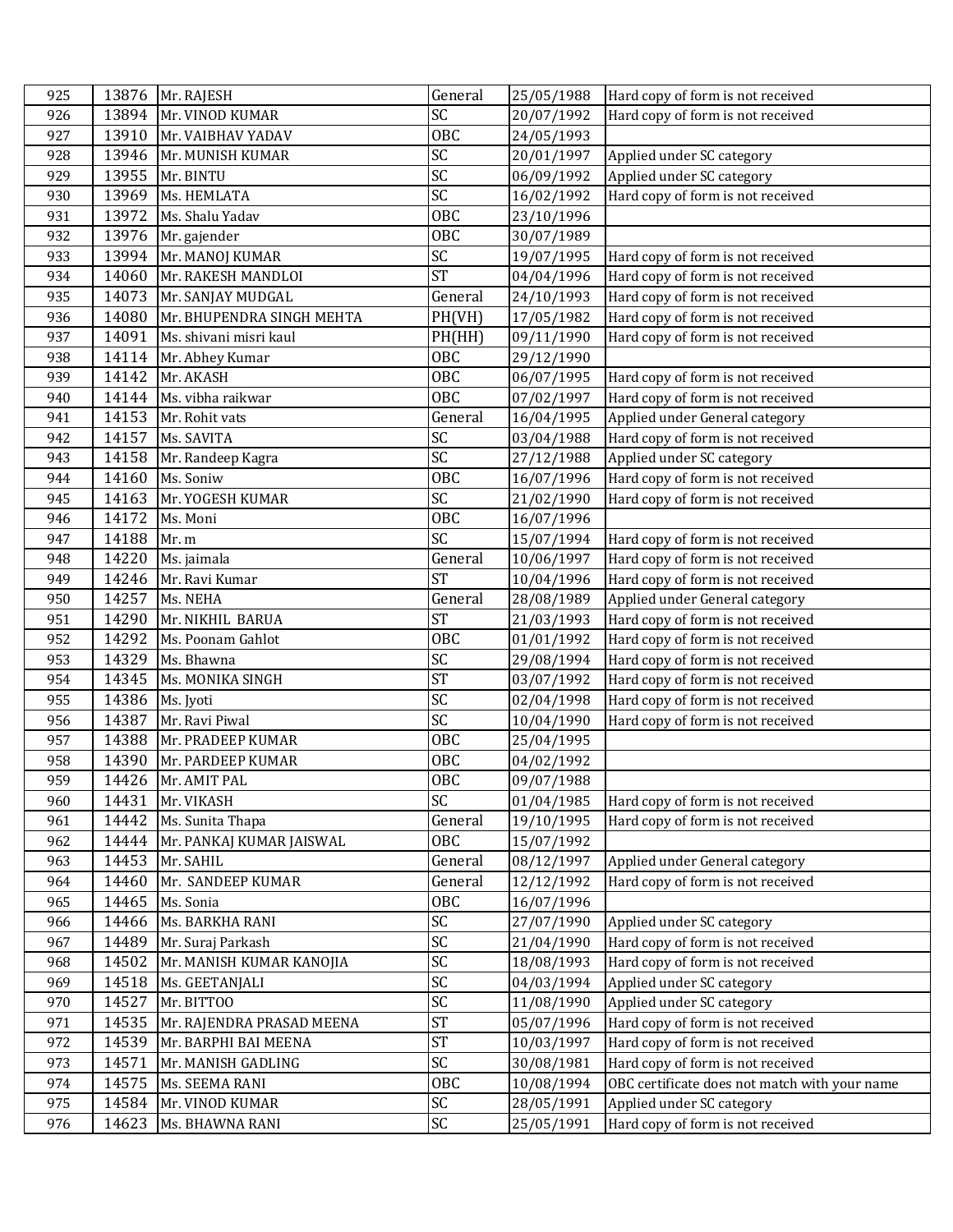| 925 | 13876 | Mr. RAJESH | General | 25/05/1988 | Hard copy of form is not received |
|---|---|---|---|---|---|
| 926 | 13894 | Mr. VINOD KUMAR | SC | 20/07/1992 | Hard copy of form is not received |
| 927 | 13910 | Mr. VAIBHAV YADAV | OBC | 24/05/1993 | |
| 928 | 13946 | Mr. MUNISH KUMAR | SC | 20/01/1997 | Applied under SC category |
| 929 | 13955 | Mr. BINTU | SC | 06/09/1992 | Applied under SC category |
| 930 | 13969 | Ms. HEMLATA | SC | 16/02/1992 | Hard copy of form is not received |
| 931 | 13972 | Ms. Shalu Yadav | OBC | 23/10/1996 | |
| 932 | 13976 | Mr. gajender | OBC | 30/07/1989 | |
| 933 | 13994 | Mr. MANOJ KUMAR | SC | 19/07/1995 | Hard copy of form is not received |
| 934 | 14060 | Mr. RAKESH MANDLOI | ST | 04/04/1996 | Hard copy of form is not received |
| 935 | 14073 | Mr. SANJAY MUDGAL | General | 24/10/1993 | Hard copy of form is not received |
| 936 | 14080 | Mr. BHUPENDRA SINGH MEHTA | PH(VH) | 17/05/1982 | Hard copy of form is not received |
| 937 | 14091 | Ms. shivani misri kaul | PH(HH) | 09/11/1990 | Hard copy of form is not received |
| 938 | 14114 | Mr. Abhey Kumar | OBC | 29/12/1990 | |
| 939 | 14142 | Mr. AKASH | OBC | 06/07/1995 | Hard copy of form is not received |
| 940 | 14144 | Ms. vibha raikwar | OBC | 07/02/1997 | Hard copy of form is not received |
| 941 | 14153 | Mr. Rohit vats | General | 16/04/1995 | Applied under General category |
| 942 | 14157 | Ms. SAVITA | SC | 03/04/1988 | Hard copy of form is not received |
| 943 | 14158 | Mr. Randeep Kagra | SC | 27/12/1988 | Applied under SC category |
| 944 | 14160 | Ms. Soniw | OBC | 16/07/1996 | Hard copy of form is not received |
| 945 | 14163 | Mr. YOGESH KUMAR | SC | 21/02/1990 | Hard copy of form is not received |
| 946 | 14172 | Ms. Moni | OBC | 16/07/1996 | |
| 947 | 14188 | Mr. m | SC | 15/07/1994 | Hard copy of form is not received |
| 948 | 14220 | Ms. jaimala | General | 10/06/1997 | Hard copy of form is not received |
| 949 | 14246 | Mr. Ravi Kumar | ST | 10/04/1996 | Hard copy of form is not received |
| 950 | 14257 | Ms. NEHA | General | 28/08/1989 | Applied under General category |
| 951 | 14290 | Mr. NIKHIL BARUA | ST | 21/03/1993 | Hard copy of form is not received |
| 952 | 14292 | Ms. Poonam Gahlot | OBC | 01/01/1992 | Hard copy of form is not received |
| 953 | 14329 | Ms. Bhawna | SC | 29/08/1994 | Hard copy of form is not received |
| 954 | 14345 | Ms. MONIKA SINGH | ST | 03/07/1992 | Hard copy of form is not received |
| 955 | 14386 | Ms. Jyoti | SC | 02/04/1998 | Hard copy of form is not received |
| 956 | 14387 | Mr. Ravi Piwal | SC | 10/04/1990 | Hard copy of form is not received |
| 957 | 14388 | Mr. PRADEEP KUMAR | OBC | 25/04/1995 | |
| 958 | 14390 | Mr. PARDEEP KUMAR | OBC | 04/02/1992 | |
| 959 | 14426 | Mr. AMIT PAL | OBC | 09/07/1988 | |
| 960 | 14431 | Mr. VIKASH | SC | 01/04/1985 | Hard copy of form is not received |
| 961 | 14442 | Ms. Sunita Thapa | General | 19/10/1995 | Hard copy of form is not received |
| 962 | 14444 | Mr. PANKAJ KUMAR JAISWAL | OBC | 15/07/1992 | |
| 963 | 14453 | Mr. SAHIL | General | 08/12/1997 | Applied under General category |
| 964 | 14460 | Mr. SANDEEP KUMAR | General | 12/12/1992 | Hard copy of form is not received |
| 965 | 14465 | Ms. Sonia | OBC | 16/07/1996 | |
| 966 | 14466 | Ms. BARKHA RANI | SC | 27/07/1990 | Applied under SC category |
| 967 | 14489 | Mr. Suraj Parkash | SC | 21/04/1990 | Hard copy of form is not received |
| 968 | 14502 | Mr. MANISH KUMAR KANOJIA | SC | 18/08/1993 | Hard copy of form is not received |
| 969 | 14518 | Ms. GEETANJALI | SC | 04/03/1994 | Applied under SC category |
| 970 | 14527 | Mr. BITTOO | SC | 11/08/1990 | Applied under SC category |
| 971 | 14535 | Mr. RAJENDRA PRASAD MEENA | ST | 05/07/1996 | Hard copy of form is not received |
| 972 | 14539 | Mr. BARPHI BAI MEENA | ST | 10/03/1997 | Hard copy of form is not received |
| 973 | 14571 | Mr. MANISH GADLING | SC | 30/08/1981 | Hard copy of form is not received |
| 974 | 14575 | Ms. SEEMA RANI | OBC | 10/08/1994 | OBC certificate does not match with your name |
| 975 | 14584 | Mr. VINOD KUMAR | SC | 28/05/1991 | Applied under SC category |
| 976 | 14623 | Ms. BHAWNA RANI | SC | 25/05/1991 | Hard copy of form is not received |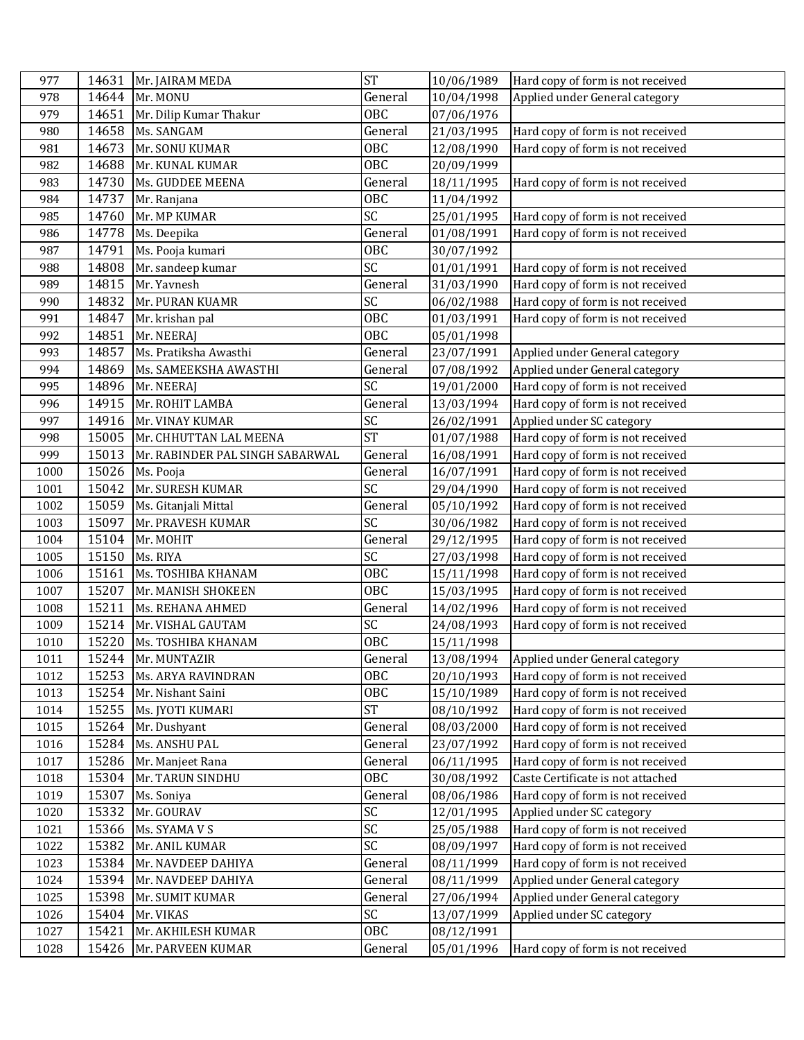| | | | | | |
|---|---|---|---|---|---|
| 977 | 14631 | Mr. JAIRAM MEDA | ST | 10/06/1989 | Hard copy of form is not received |
| 978 | 14644 | Mr. MONU | General | 10/04/1998 | Applied under General category |
| 979 | 14651 | Mr. Dilip Kumar Thakur | OBC | 07/06/1976 | |
| 980 | 14658 | Ms. SANGAM | General | 21/03/1995 | Hard copy of form is not received |
| 981 | 14673 | Mr. SONU KUMAR | OBC | 12/08/1990 | Hard copy of form is not received |
| 982 | 14688 | Mr. KUNAL KUMAR | OBC | 20/09/1999 | |
| 983 | 14730 | Ms. GUDDEE MEENA | General | 18/11/1995 | Hard copy of form is not received |
| 984 | 14737 | Mr. Ranjana | OBC | 11/04/1992 | |
| 985 | 14760 | Mr. MP KUMAR | SC | 25/01/1995 | Hard copy of form is not received |
| 986 | 14778 | Ms. Deepika | General | 01/08/1991 | Hard copy of form is not received |
| 987 | 14791 | Ms. Pooja kumari | OBC | 30/07/1992 | |
| 988 | 14808 | Mr. sandeep kumar | SC | 01/01/1991 | Hard copy of form is not received |
| 989 | 14815 | Mr. Yavnesh | General | 31/03/1990 | Hard copy of form is not received |
| 990 | 14832 | Mr. PURAN KUAMR | SC | 06/02/1988 | Hard copy of form is not received |
| 991 | 14847 | Mr. krishan pal | OBC | 01/03/1991 | Hard copy of form is not received |
| 992 | 14851 | Mr. NEERAJ | OBC | 05/01/1998 | |
| 993 | 14857 | Ms. Pratiksha Awasthi | General | 23/07/1991 | Applied under General category |
| 994 | 14869 | Ms. SAMEEKSHA AWASTHI | General | 07/08/1992 | Applied under General category |
| 995 | 14896 | Mr. NEERAJ | SC | 19/01/2000 | Hard copy of form is not received |
| 996 | 14915 | Mr. ROHIT LAMBA | General | 13/03/1994 | Hard copy of form is not received |
| 997 | 14916 | Mr. VINAY KUMAR | SC | 26/02/1991 | Applied under SC category |
| 998 | 15005 | Mr. CHHUTTAN LAL MEENA | ST | 01/07/1988 | Hard copy of form is not received |
| 999 | 15013 | Mr. RABINDER PAL SINGH SABARWAL | General | 16/08/1991 | Hard copy of form is not received |
| 1000 | 15026 | Ms. Pooja | General | 16/07/1991 | Hard copy of form is not received |
| 1001 | 15042 | Mr. SURESH KUMAR | SC | 29/04/1990 | Hard copy of form is not received |
| 1002 | 15059 | Ms. Gitanjali Mittal | General | 05/10/1992 | Hard copy of form is not received |
| 1003 | 15097 | Mr. PRAVESH KUMAR | SC | 30/06/1982 | Hard copy of form is not received |
| 1004 | 15104 | Mr. MOHIT | General | 29/12/1995 | Hard copy of form is not received |
| 1005 | 15150 | Ms. RIYA | SC | 27/03/1998 | Hard copy of form is not received |
| 1006 | 15161 | Ms. TOSHIBA KHANAM | OBC | 15/11/1998 | Hard copy of form is not received |
| 1007 | 15207 | Mr. MANISH SHOKEEN | OBC | 15/03/1995 | Hard copy of form is not received |
| 1008 | 15211 | Ms. REHANA AHMED | General | 14/02/1996 | Hard copy of form is not received |
| 1009 | 15214 | Mr. VISHAL GAUTAM | SC | 24/08/1993 | Hard copy of form is not received |
| 1010 | 15220 | Ms. TOSHIBA KHANAM | OBC | 15/11/1998 | |
| 1011 | 15244 | Mr. MUNTAZIR | General | 13/08/1994 | Applied under General category |
| 1012 | 15253 | Ms. ARYA RAVINDRAN | OBC | 20/10/1993 | Hard copy of form is not received |
| 1013 | 15254 | Mr. Nishant Saini | OBC | 15/10/1989 | Hard copy of form is not received |
| 1014 | 15255 | Ms. JYOTI KUMARI | ST | 08/10/1992 | Hard copy of form is not received |
| 1015 | 15264 | Mr. Dushyant | General | 08/03/2000 | Hard copy of form is not received |
| 1016 | 15284 | Ms. ANSHU PAL | General | 23/07/1992 | Hard copy of form is not received |
| 1017 | 15286 | Mr. Manjeet Rana | General | 06/11/1995 | Hard copy of form is not received |
| 1018 | 15304 | Mr. TARUN SINDHU | OBC | 30/08/1992 | Caste Certificate is not attached |
| 1019 | 15307 | Ms. Soniya | General | 08/06/1986 | Hard copy of form is not received |
| 1020 | 15332 | Mr. GOURAV | SC | 12/01/1995 | Applied under SC category |
| 1021 | 15366 | Ms. SYAMA V S | SC | 25/05/1988 | Hard copy of form is not received |
| 1022 | 15382 | Mr. ANIL KUMAR | SC | 08/09/1997 | Hard copy of form is not received |
| 1023 | 15384 | Mr. NAVDEEP DAHIYA | General | 08/11/1999 | Hard copy of form is not received |
| 1024 | 15394 | Mr. NAVDEEP DAHIYA | General | 08/11/1999 | Applied under General category |
| 1025 | 15398 | Mr. SUMIT KUMAR | General | 27/06/1994 | Applied under General category |
| 1026 | 15404 | Mr. VIKAS | SC | 13/07/1999 | Applied under SC category |
| 1027 | 15421 | Mr. AKHILESH KUMAR | OBC | 08/12/1991 | |
| 1028 | 15426 | Mr. PARVEEN KUMAR | General | 05/01/1996 | Hard copy of form is not received |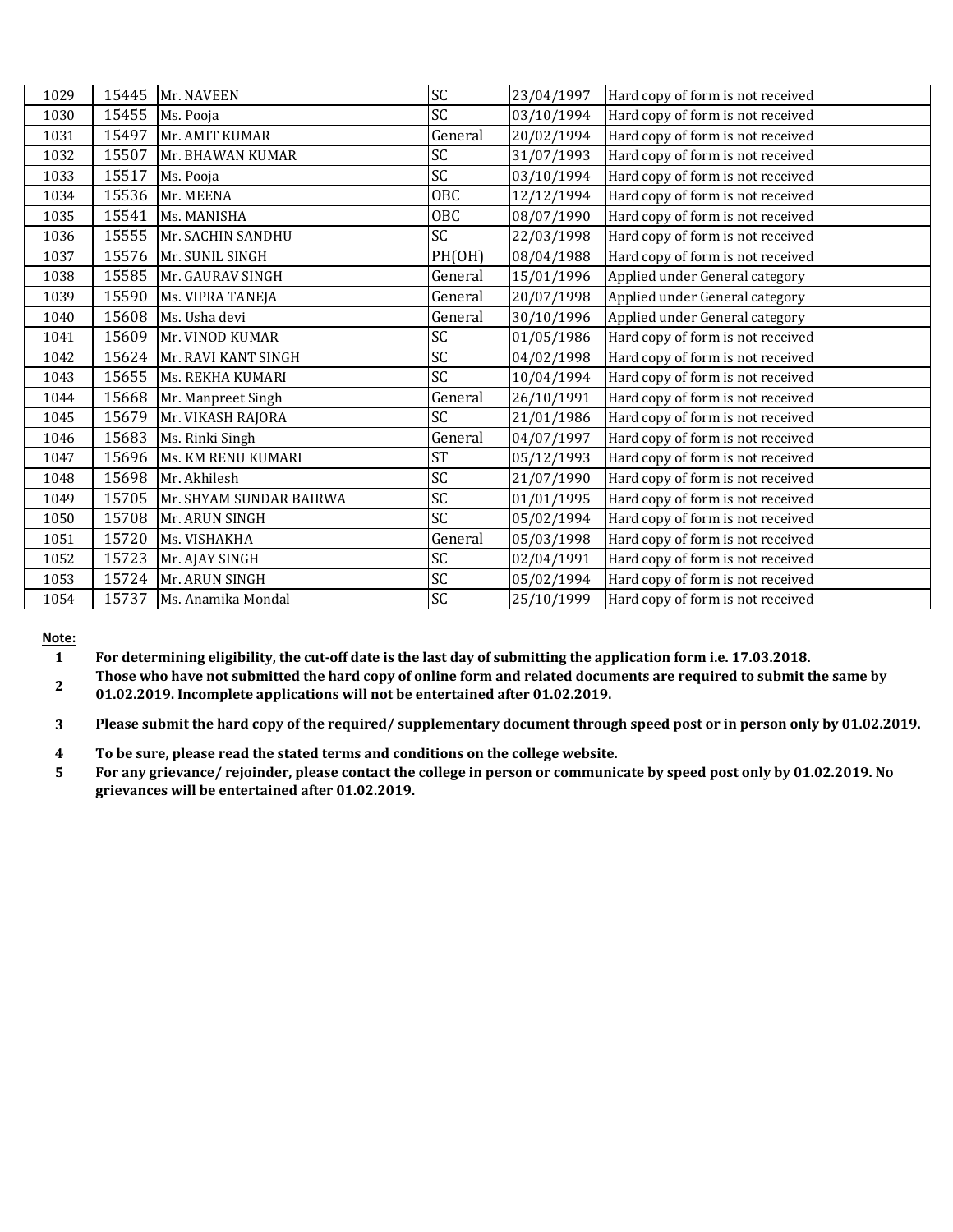| | | | | | |
|---|---|---|---|---|---|
| 1029 | 15445 | Mr. NAVEEN | SC | 23/04/1997 | Hard copy of form is not received |
| 1030 | 15455 | Ms. Pooja | SC | 03/10/1994 | Hard copy of form is not received |
| 1031 | 15497 | Mr. AMIT KUMAR | General | 20/02/1994 | Hard copy of form is not received |
| 1032 | 15507 | Mr. BHAWAN KUMAR | SC | 31/07/1993 | Hard copy of form is not received |
| 1033 | 15517 | Ms. Pooja | SC | 03/10/1994 | Hard copy of form is not received |
| 1034 | 15536 | Mr. MEENA | OBC | 12/12/1994 | Hard copy of form is not received |
| 1035 | 15541 | Ms. MANISHA | OBC | 08/07/1990 | Hard copy of form is not received |
| 1036 | 15555 | Mr. SACHIN SANDHU | SC | 22/03/1998 | Hard copy of form is not received |
| 1037 | 15576 | Mr. SUNIL SINGH | PH(OH) | 08/04/1988 | Hard copy of form is not received |
| 1038 | 15585 | Mr. GAURAV SINGH | General | 15/01/1996 | Applied under General category |
| 1039 | 15590 | Ms. VIPRA TANEJA | General | 20/07/1998 | Applied under General category |
| 1040 | 15608 | Ms. Usha devi | General | 30/10/1996 | Applied under General category |
| 1041 | 15609 | Mr. VINOD KUMAR | SC | 01/05/1986 | Hard copy of form is not received |
| 1042 | 15624 | Mr. RAVI KANT SINGH | SC | 04/02/1998 | Hard copy of form is not received |
| 1043 | 15655 | Ms. REKHA KUMARI | SC | 10/04/1994 | Hard copy of form is not received |
| 1044 | 15668 | Mr. Manpreet Singh | General | 26/10/1991 | Hard copy of form is not received |
| 1045 | 15679 | Mr. VIKASH RAJORA | SC | 21/01/1986 | Hard copy of form is not received |
| 1046 | 15683 | Ms. Rinki Singh | General | 04/07/1997 | Hard copy of form is not received |
| 1047 | 15696 | Ms. KM RENU KUMARI | ST | 05/12/1993 | Hard copy of form is not received |
| 1048 | 15698 | Mr. Akhilesh | SC | 21/07/1990 | Hard copy of form is not received |
| 1049 | 15705 | Mr. SHYAM SUNDAR BAIRWA | SC | 01/01/1995 | Hard copy of form is not received |
| 1050 | 15708 | Mr. ARUN SINGH | SC | 05/02/1994 | Hard copy of form is not received |
| 1051 | 15720 | Ms. VISHAKHA | General | 05/03/1998 | Hard copy of form is not received |
| 1052 | 15723 | Mr. AJAY SINGH | SC | 02/04/1991 | Hard copy of form is not received |
| 1053 | 15724 | Mr. ARUN SINGH | SC | 05/02/1994 | Hard copy of form is not received |
| 1054 | 15737 | Ms. Anamika Mondal | SC | 25/10/1999 | Hard copy of form is not received |

**Note:**

1. **For determining eligibility, the cut-off date is the last day of submitting the application form i.e. 17.03.2018.**
2. **Those who have not submitted the hard copy of online form and related documents are required to submit the same by 01.02.2019. Incomplete applications will not be entertained after 01.02.2019.**
3. **Please submit the hard copy of the required/ supplementary document through speed post or in person only by 01.02.2019.**
4. **To be sure, please read the stated terms and conditions on the college website.**
5. **For any grievance/ rejoinder, please contact the college in person or communicate by speed post only by 01.02.2019. No grievances will be entertained after 01.02.2019.**